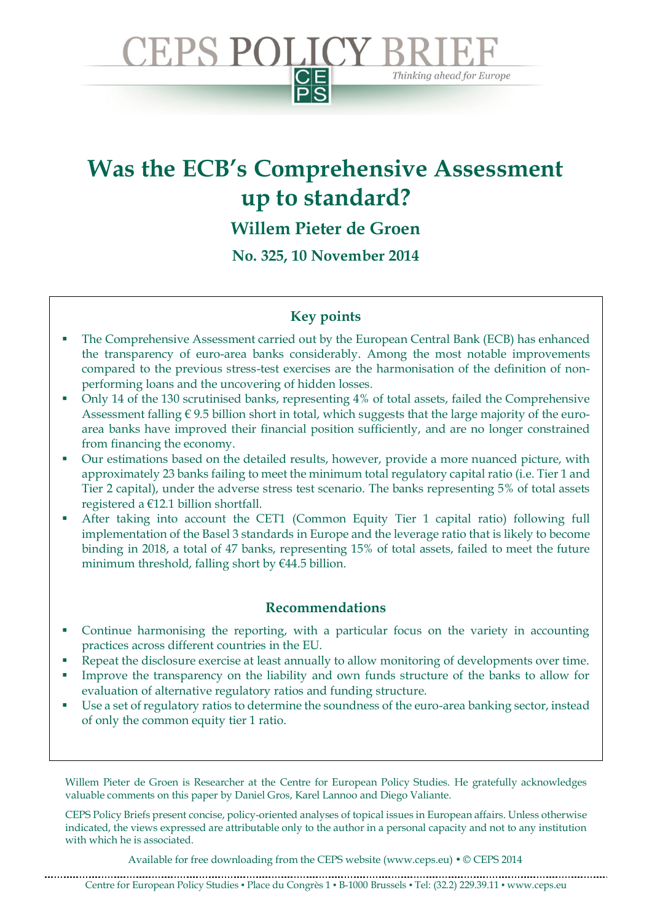# CEPS POLICY BRIEF

*Thinking ahead for Europe*

# Was the ECB's Comprehensive Assessment up to standard?

## Willem Pieter de Groen

### No. 325, 10 November 2014

### Key points

- The Comprehensive Assessment carried out by the European Central Bank (ECB) has enhanced the transparency of euro-area banks considerably. Among the most notable improvements compared to the previous stress-test exercises are the harmonisation of the definition of non-performing loans and the uncovering of hidden losses.
- Only 14 of the 130 scrutinised banks, representing 4% of total assets, failed the Comprehensive Assessment falling € 9.5 billion short in total, which suggests that the large majority of the euro-area banks have improved their financial position sufficiently, and are no longer constrained from financing the economy.
- Our estimations based on the detailed results, however, provide a more nuanced picture, with approximately 23 banks failing to meet the minimum total regulatory capital ratio (i.e. Tier 1 and Tier 2 capital), under the adverse stress test scenario. The banks representing 5% of total assets registered a €12.1 billion shortfall.
- After taking into account the CET1 (Common Equity Tier 1 capital ratio) following full implementation of the Basel 3 standards in Europe and the leverage ratio that is likely to become binding in 2018, a total of 47 banks, representing 15% of total assets, failed to meet the future minimum threshold, falling short by €44.5 billion.

### Recommendations

- Continue harmonising the reporting, with a particular focus on the variety in accounting practices across different countries in the EU.
- Repeat the disclosure exercise at least annually to allow monitoring of developments over time.
- Improve the transparency on the liability and own funds structure of the banks to allow for evaluation of alternative regulatory ratios and funding structure.
- Use a set of regulatory ratios to determine the soundness of the euro-area banking sector, instead of only the common equity tier 1 ratio.

Willem Pieter de Groen is Researcher at the Centre for European Policy Studies. He gratefully acknowledges valuable comments on this paper by Daniel Gros, Karel Lannoo and Diego Valiante.

CEPS Policy Briefs present concise, policy-oriented analyses of topical issues in European affairs. Unless otherwise indicated, the views expressed are attributable only to the author in a personal capacity and not to any institution with which he is associated.

Available for free downloading from the CEPS website (www.ceps.eu) • © CEPS 2014

Centre for European Policy Studies ▪ Place du Congrès 1 ▪ B-1000 Brussels ▪ Tel: (32.2) 229.39.11 ▪ www.ceps.eu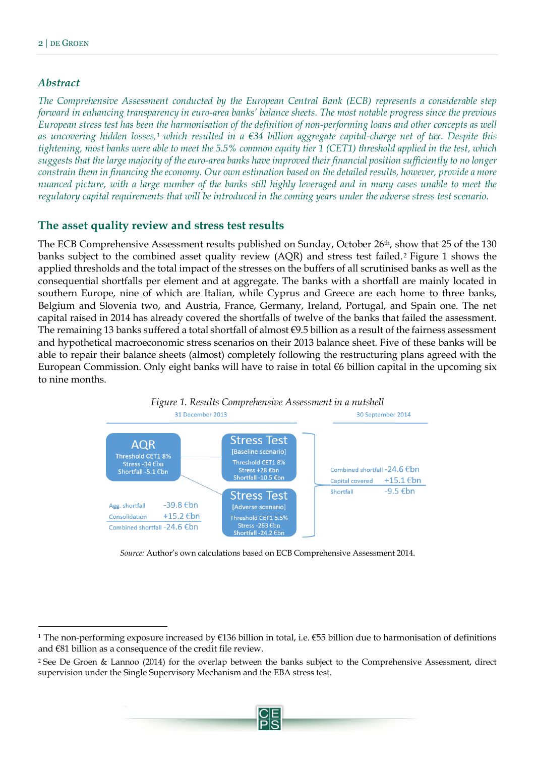### *Abstract*

*The Comprehensive Assessment conducted by the European Central Bank (ECB) represents a considerable step forward in enhancing transparency in euro-area banks' balance sheets. The most notable progress since the previous European stress test has been the harmonisation of the definition of non-performing loans and other concepts as well as uncovering hidden losses,*[1] *which resulted in a €34 billion aggregate capital-charge net of tax. Despite this tightening, most banks were able to meet the 5.5% common equity tier 1 (CET1) threshold applied in the test, which suggests that the large majority of the euro-area banks have improved their financial position sufficiently to no longer constrain them in financing the economy. Our own estimation based on the detailed results, however, provide a more nuanced picture, with a large number of the banks still highly leveraged and in many cases unable to meet the regulatory capital requirements that will be introduced in the coming years under the adverse stress test scenario.*

## The asset quality review and stress test results

The ECB Comprehensive Assessment results published on Sunday, October 26th, show that 25 of the 130 banks subject to the combined asset quality review (AQR) and stress test failed.[2] Figure 1 shows the applied thresholds and the total impact of the stresses on the buffers of all scrutinised banks as well as the consequential shortfalls per element and at aggregate. The banks with a shortfall are mainly located in southern Europe, nine of which are Italian, while Cyprus and Greece are each home to three banks, Belgium and Slovenia two, and Austria, France, Germany, Ireland, Portugal, and Spain one. The net capital raised in 2014 has already covered the shortfalls of twelve of the banks that failed the assessment. The remaining 13 banks suffered a total shortfall of almost €9.5 billion as a result of the fairness assessment and hypothetical macroeconomic stress scenarios on their 2013 balance sheet. Five of these banks will be able to repair their balance sheets (almost) completely following the restructuring plans agreed with the European Commission. Only eight banks will have to raise in total €6 billion capital in the upcoming six to nine months.

*Figure 1. Results Comprehensive Assessment in a nutshell*

31 December 2013

**AQR**
Threshold CET1 8%
Stress -34 €bn
Shortfall -5.1 €bn

**Stress Test [Baseline scenario]**
Threshold CET1 8%
Stress +28 €bn
Shortfall -10.5 €bn

**Stress Test [Adverse scenario]**
Threshold CET1 5.5%
Stress -263 €bn
Shortfall -24.2 €bn

| | |
|---|---|
| Agg. shortfall | -39.8 €bn |
| Consolidation | +15.2 €bn |
| Combined shortfall | -24.6 €bn |

30 September 2014

| | |
|---|---|
| Combined shortfall | -24.6 €bn |
| Capital covered | +15.1 €bn |
| Shortfall | -9.5 €bn |

*Source:* Author's own calculations based on ECB Comprehensive Assessment 2014.

---

[1] The non-performing exposure increased by €136 billion in total, i.e. €55 billion due to harmonisation of definitions and €81 billion as a consequence of the credit file review.

[2] See De Groen & Lannoo (2014) for the overlap between the banks subject to the Comprehensive Assessment, direct supervision under the Single Supervisory Mechanism and the EBA stress test.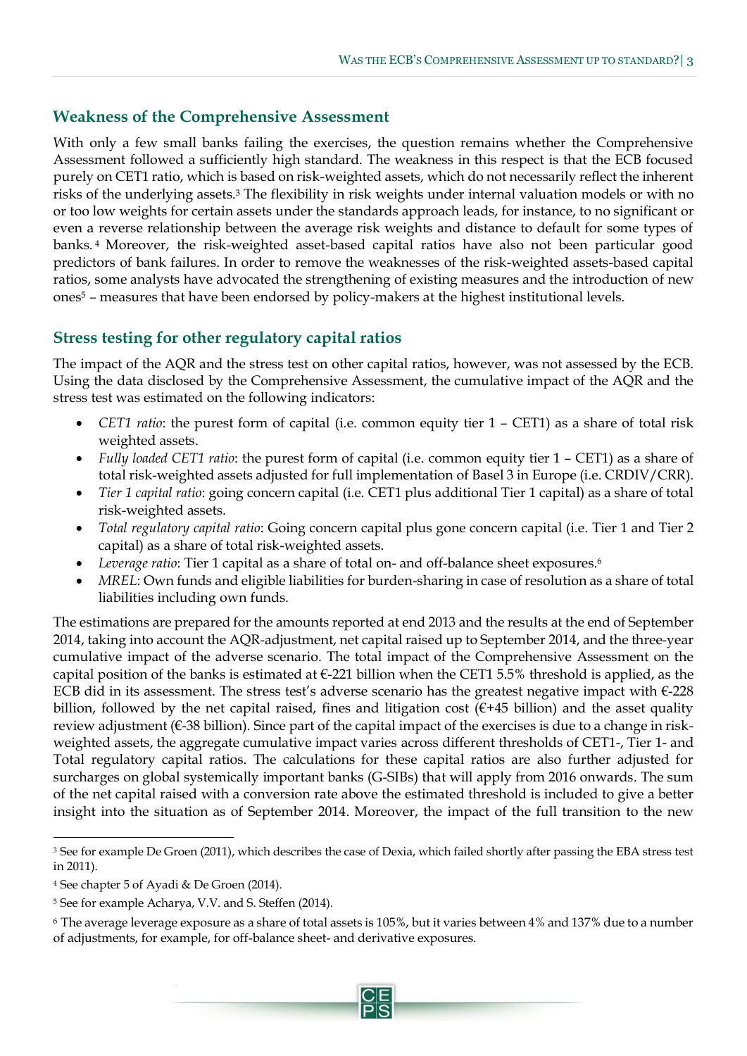## Weakness of the Comprehensive Assessment

With only a few small banks failing the exercises, the question remains whether the Comprehensive Assessment followed a sufficiently high standard. The weakness in this respect is that the ECB focused purely on CET1 ratio, which is based on risk-weighted assets, which do not necessarily reflect the inherent risks of the underlying assets.[3] The flexibility in risk weights under internal valuation models or with no or too low weights for certain assets under the standards approach leads, for instance, to no significant or even a reverse relationship between the average risk weights and distance to default for some types of banks.[4] Moreover, the risk-weighted asset-based capital ratios have also not been particular good predictors of bank failures. In order to remove the weaknesses of the risk-weighted assets-based capital ratios, some analysts have advocated the strengthening of existing measures and the introduction of new ones[5] – measures that have been endorsed by policy-makers at the highest institutional levels.

## Stress testing for other regulatory capital ratios

The impact of the AQR and the stress test on other capital ratios, however, was not assessed by the ECB. Using the data disclosed by the Comprehensive Assessment, the cumulative impact of the AQR and the stress test was estimated on the following indicators:

- *CET1 ratio*: the purest form of capital (i.e. common equity tier 1 – CET1) as a share of total risk weighted assets.
- *Fully loaded CET1 ratio*: the purest form of capital (i.e. common equity tier 1 – CET1) as a share of total risk-weighted assets adjusted for full implementation of Basel 3 in Europe (i.e. CRDIV/CRR).
- *Tier 1 capital ratio*: going concern capital (i.e. CET1 plus additional Tier 1 capital) as a share of total risk-weighted assets.
- *Total regulatory capital ratio*: Going concern capital plus gone concern capital (i.e. Tier 1 and Tier 2 capital) as a share of total risk-weighted assets.
- *Leverage ratio*: Tier 1 capital as a share of total on- and off-balance sheet exposures.[6]
- *MREL*: Own funds and eligible liabilities for burden-sharing in case of resolution as a share of total liabilities including own funds.

The estimations are prepared for the amounts reported at end 2013 and the results at the end of September 2014, taking into account the AQR-adjustment, net capital raised up to September 2014, and the three-year cumulative impact of the adverse scenario. The total impact of the Comprehensive Assessment on the capital position of the banks is estimated at €-221 billion when the CET1 5.5% threshold is applied, as the ECB did in its assessment. The stress test's adverse scenario has the greatest negative impact with €-228 billion, followed by the net capital raised, fines and litigation cost (€+45 billion) and the asset quality review adjustment (€-38 billion). Since part of the capital impact of the exercises is due to a change in risk-weighted assets, the aggregate cumulative impact varies across different thresholds of CET1-, Tier 1- and Total regulatory capital ratios. The calculations for these capital ratios are also further adjusted for surcharges on global systemically important banks (G-SIBs) that will apply from 2016 onwards. The sum of the net capital raised with a conversion rate above the estimated threshold is included to give a better insight into the situation as of September 2014. Moreover, the impact of the full transition to the new

---

[3] See for example De Groen (2011), which describes the case of Dexia, which failed shortly after passing the EBA stress test in 2011).

[4] See chapter 5 of Ayadi & De Groen (2014).

[5] See for example Acharya, V.V. and S. Steffen (2014).

[6] The average leverage exposure as a share of total assets is 105%, but it varies between 4% and 137% due to a number of adjustments, for example, for off-balance sheet- and derivative exposures.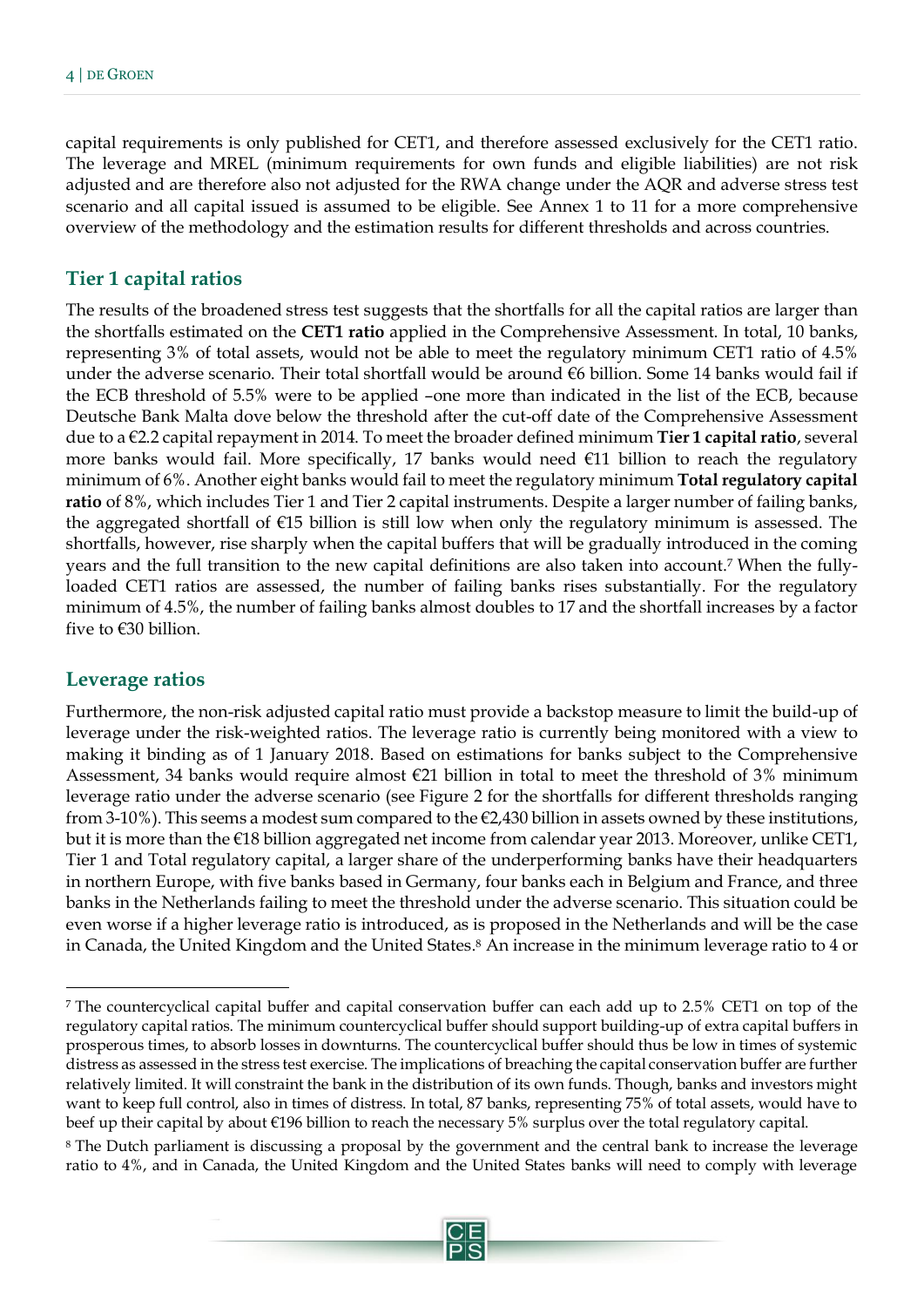capital requirements is only published for CET1, and therefore assessed exclusively for the CET1 ratio. The leverage and MREL (minimum requirements for own funds and eligible liabilities) are not risk adjusted and are therefore also not adjusted for the RWA change under the AQR and adverse stress test scenario and all capital issued is assumed to be eligible. See Annex 1 to 11 for a more comprehensive overview of the methodology and the estimation results for different thresholds and across countries.

## Tier 1 capital ratios

The results of the broadened stress test suggests that the shortfalls for all the capital ratios are larger than the shortfalls estimated on the **CET1 ratio** applied in the Comprehensive Assessment. In total, 10 banks, representing 3% of total assets, would not be able to meet the regulatory minimum CET1 ratio of 4.5% under the adverse scenario. Their total shortfall would be around €6 billion. Some 14 banks would fail if the ECB threshold of 5.5% were to be applied –one more than indicated in the list of the ECB, because Deutsche Bank Malta dove below the threshold after the cut-off date of the Comprehensive Assessment due to a €2.2 capital repayment in 2014. To meet the broader defined minimum **Tier 1 capital ratio**, several more banks would fail. More specifically, 17 banks would need €11 billion to reach the regulatory minimum of 6%. Another eight banks would fail to meet the regulatory minimum **Total regulatory capital ratio** of 8%, which includes Tier 1 and Tier 2 capital instruments. Despite a larger number of failing banks, the aggregated shortfall of €15 billion is still low when only the regulatory minimum is assessed. The shortfalls, however, rise sharply when the capital buffers that will be gradually introduced in the coming years and the full transition to the new capital definitions are also taken into account.[7] When the fully-loaded CET1 ratios are assessed, the number of failing banks rises substantially. For the regulatory minimum of 4.5%, the number of failing banks almost doubles to 17 and the shortfall increases by a factor five to €30 billion.

## Leverage ratios

Furthermore, the non-risk adjusted capital ratio must provide a backstop measure to limit the build-up of leverage under the risk-weighted ratios. The leverage ratio is currently being monitored with a view to making it binding as of 1 January 2018. Based on estimations for banks subject to the Comprehensive Assessment, 34 banks would require almost €21 billion in total to meet the threshold of 3% minimum leverage ratio under the adverse scenario (see Figure 2 for the shortfalls for different thresholds ranging from 3-10%). This seems a modest sum compared to the €2,430 billion in assets owned by these institutions, but it is more than the €18 billion aggregated net income from calendar year 2013. Moreover, unlike CET1, Tier 1 and Total regulatory capital, a larger share of the underperforming banks have their headquarters in northern Europe, with five banks based in Germany, four banks each in Belgium and France, and three banks in the Netherlands failing to meet the threshold under the adverse scenario. This situation could be even worse if a higher leverage ratio is introduced, as is proposed in the Netherlands and will be the case in Canada, the United Kingdom and the United States.[8] An increase in the minimum leverage ratio to 4 or

---

[7] The countercyclical capital buffer and capital conservation buffer can each add up to 2.5% CET1 on top of the regulatory capital ratios. The minimum countercyclical buffer should support building-up of extra capital buffers in prosperous times, to absorb losses in downturns. The countercyclical buffer should thus be low in times of systemic distress as assessed in the stress test exercise. The implications of breaching the capital conservation buffer are further relatively limited. It will constraint the bank in the distribution of its own funds. Though, banks and investors might want to keep full control, also in times of distress. In total, 87 banks, representing 75% of total assets, would have to beef up their capital by about €196 billion to reach the necessary 5% surplus over the total regulatory capital.

[8] The Dutch parliament is discussing a proposal by the government and the central bank to increase the leverage ratio to 4%, and in Canada, the United Kingdom and the United States banks will need to comply with leverage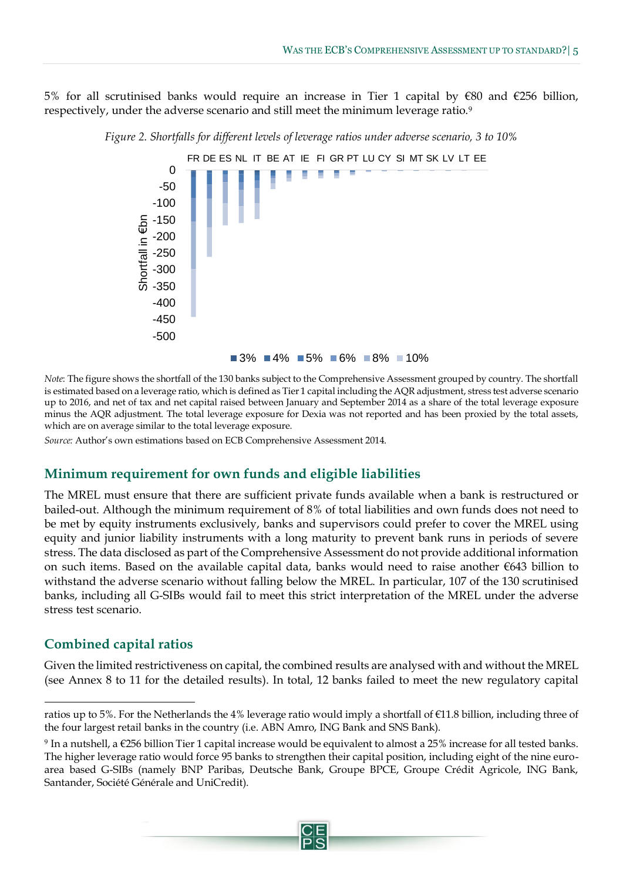5% for all scrutinised banks would require an increase in Tier 1 capital by €80 and €256 billion, respectively, under the adverse scenario and still meet the minimum leverage ratio.[9]

*Figure 2. Shortfalls for different levels of leverage ratios under adverse scenario, 3 to 10%*

*Note*: The figure shows the shortfall of the 130 banks subject to the Comprehensive Assessment grouped by country. The shortfall is estimated based on a leverage ratio, which is defined as Tier 1 capital including the AQR adjustment, stress test adverse scenario up to 2016, and net of tax and net capital raised between January and September 2014 as a share of the total leverage exposure minus the AQR adjustment. The total leverage exposure for Dexia was not reported and has been proxied by the total assets, which are on average similar to the total leverage exposure.

*Source:* Author's own estimations based on ECB Comprehensive Assessment 2014.

## Minimum requirement for own funds and eligible liabilities

The MREL must ensure that there are sufficient private funds available when a bank is restructured or bailed-out. Although the minimum requirement of 8% of total liabilities and own funds does not need to be met by equity instruments exclusively, banks and supervisors could prefer to cover the MREL using equity and junior liability instruments with a long maturity to prevent bank runs in periods of severe stress. The data disclosed as part of the Comprehensive Assessment do not provide additional information on such items. Based on the available capital data, banks would need to raise another €643 billion to withstand the adverse scenario without falling below the MREL. In particular, 107 of the 130 scrutinised banks, including all G-SIBs would fail to meet this strict interpretation of the MREL under the adverse stress test scenario.

## Combined capital ratios

Given the limited restrictiveness on capital, the combined results are analysed with and without the MREL (see Annex 8 to 11 for the detailed results). In total, 12 banks failed to meet the new regulatory capital

---

ratios up to 5%. For the Netherlands the 4% leverage ratio would imply a shortfall of €11.8 billion, including three of the four largest retail banks in the country (i.e. ABN Amro, ING Bank and SNS Bank).

[9] In a nutshell, a €256 billion Tier 1 capital increase would be equivalent to almost a 25% increase for all tested banks. The higher leverage ratio would force 95 banks to strengthen their capital position, including eight of the nine euro-area based G-SIBs (namely BNP Paribas, Deutsche Bank, Groupe BPCE, Groupe Crédit Agricole, ING Bank, Santander, Société Générale and UniCredit).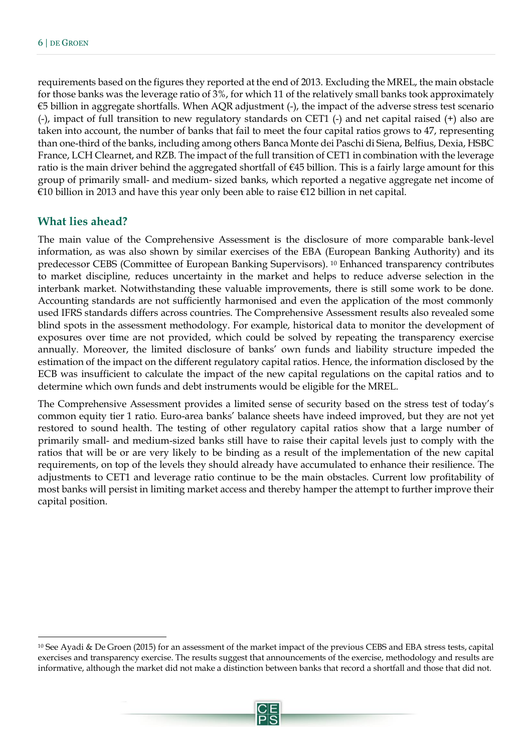requirements based on the figures they reported at the end of 2013. Excluding the MREL, the main obstacle for those banks was the leverage ratio of 3%, for which 11 of the relatively small banks took approximately €5 billion in aggregate shortfalls. When AQR adjustment (-), the impact of the adverse stress test scenario (-), impact of full transition to new regulatory standards on CET1 (-) and net capital raised (+) also are taken into account, the number of banks that fail to meet the four capital ratios grows to 47, representing than one-third of the banks, including among others Banca Monte dei Paschi di Siena, Belfius, Dexia, HSBC France, LCH Clearnet, and RZB. The impact of the full transition of CET1 in combination with the leverage ratio is the main driver behind the aggregated shortfall of €45 billion. This is a fairly large amount for this group of primarily small- and medium- sized banks, which reported a negative aggregate net income of €10 billion in 2013 and have this year only been able to raise €12 billion in net capital.

## What lies ahead?

The main value of the Comprehensive Assessment is the disclosure of more comparable bank-level information, as was also shown by similar exercises of the EBA (European Banking Authority) and its predecessor CEBS (Committee of European Banking Supervisors). [10] Enhanced transparency contributes to market discipline, reduces uncertainty in the market and helps to reduce adverse selection in the interbank market. Notwithstanding these valuable improvements, there is still some work to be done. Accounting standards are not sufficiently harmonised and even the application of the most commonly used IFRS standards differs across countries. The Comprehensive Assessment results also revealed some blind spots in the assessment methodology. For example, historical data to monitor the development of exposures over time are not provided, which could be solved by repeating the transparency exercise annually. Moreover, the limited disclosure of banks' own funds and liability structure impeded the estimation of the impact on the different regulatory capital ratios. Hence, the information disclosed by the ECB was insufficient to calculate the impact of the new capital regulations on the capital ratios and to determine which own funds and debt instruments would be eligible for the MREL.

The Comprehensive Assessment provides a limited sense of security based on the stress test of today's common equity tier 1 ratio. Euro-area banks' balance sheets have indeed improved, but they are not yet restored to sound health. The testing of other regulatory capital ratios show that a large number of primarily small- and medium-sized banks still have to raise their capital levels just to comply with the ratios that will be or are very likely to be binding as a result of the implementation of the new capital requirements, on top of the levels they should already have accumulated to enhance their resilience. The adjustments to CET1 and leverage ratio continue to be the main obstacles. Current low profitability of most banks will persist in limiting market access and thereby hamper the attempt to further improve their capital position.

---

[10] See Ayadi & De Groen (2015) for an assessment of the market impact of the previous CEBS and EBA stress tests, capital exercises and transparency exercise. The results suggest that announcements of the exercise, methodology and results are informative, although the market did not make a distinction between banks that record a shortfall and those that did not.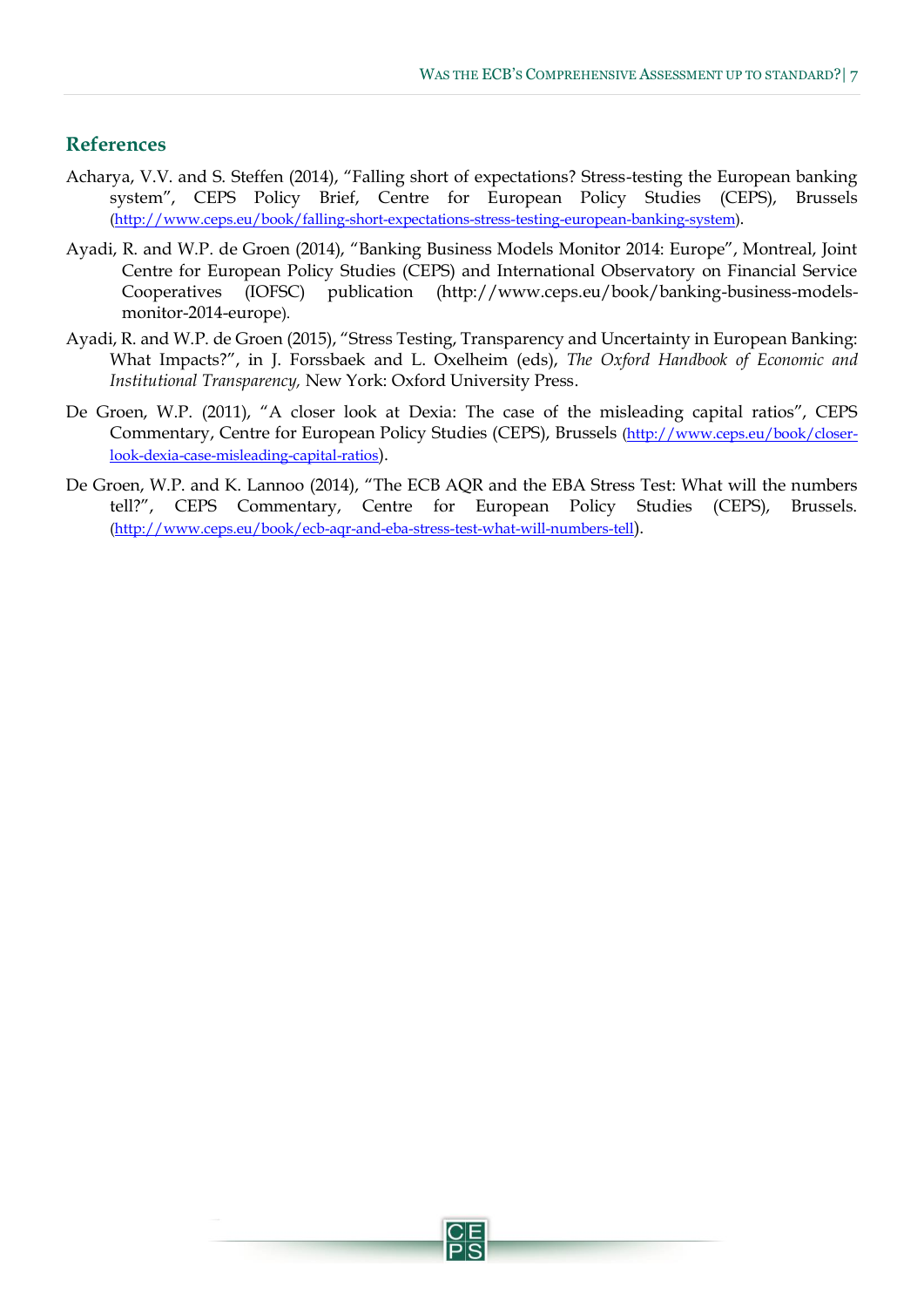## References

Acharya, V.V. and S. Steffen (2014), “Falling short of expectations? Stress-testing the European banking system”, CEPS Policy Brief, Centre for European Policy Studies (CEPS), Brussels (http://www.ceps.eu/book/falling-short-expectations-stress-testing-european-banking-system).

Ayadi, R. and W.P. de Groen (2014), “Banking Business Models Monitor 2014: Europe”, Montreal, Joint Centre for European Policy Studies (CEPS) and International Observatory on Financial Service Cooperatives (IOFSC) publication (http://www.ceps.eu/book/banking-business-models-monitor-2014-europe).

Ayadi, R. and W.P. de Groen (2015), “Stress Testing, Transparency and Uncertainty in European Banking: What Impacts?”, in J. Forssbaek and L. Oxelheim (eds), *The Oxford Handbook of Economic and Institutional Transparency,* New York: Oxford University Press.

De Groen, W.P. (2011), “A closer look at Dexia: The case of the misleading capital ratios”, CEPS Commentary, Centre for European Policy Studies (CEPS), Brussels (http://www.ceps.eu/book/closer-look-dexia-case-misleading-capital-ratios).

De Groen, W.P. and K. Lannoo (2014), “The ECB AQR and the EBA Stress Test: What will the numbers tell?”, CEPS Commentary, Centre for European Policy Studies (CEPS), Brussels. (http://www.ceps.eu/book/ecb-aqr-and-eba-stress-test-what-will-numbers-tell).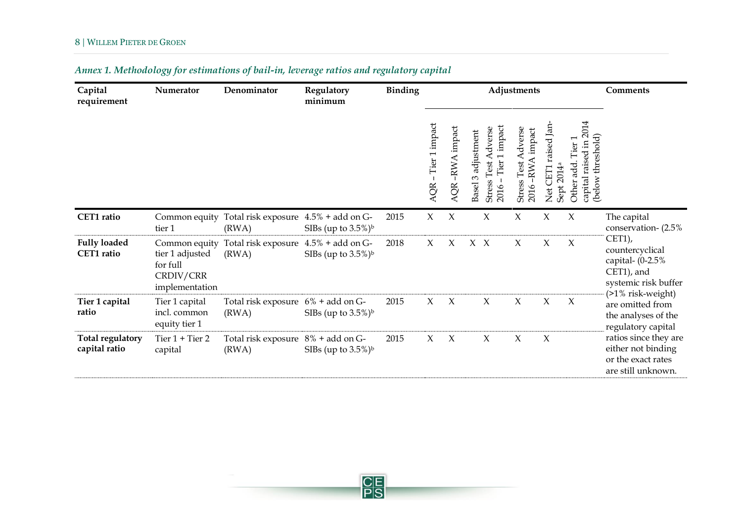*Annex 1. Methodology for estimations of bail-in, leverage ratios and regulatory capital*

| Capital requirement | Numerator | Denominator | Regulatory minimum | Binding | Adjustments | | | | | | | Comments |
|---|---|---|---|---|---|---|---|---|---|---|---|---|
| | | | | | AQR – Tier 1 impact | AQR –RWA impact | Basel 3 adjustment | Stress Test Adverse 2016 – Tier 1 impact | Stress Test Adverse 2016 –RWA impact | Net CET1 raised Jan-Sept 2014[a] | Other add. Tier 1 capital raised in 2014 (below threshold) | |
| **CET1 ratio** | Common equity tier 1 | Total risk exposure (RWA) | 4.5% + add on G-SIBs (up to 3.5%)[b] | 2015 | X | X | | X | X | X | X | The capital conservation- (2.5% CET1), countercyclical capital- (0-2.5% CET1), and systemic risk buffer (>1% risk-weight) are omitted from the analyses of the regulatory capital ratios since they are either not binding or the exact rates are still unknown. |
| **Fully loaded CET1 ratio** | Common equity tier 1 adjusted for full CRDIV/CRR implementation | Total risk exposure (RWA) | 4.5% + add on G-SIBs (up to 3.5%)[b] | 2018 | X | X | X | X | X | X | X | |
| **Tier 1 capital ratio** | Tier 1 capital incl. common equity tier 1 | Total risk exposure (RWA) | 6% + add on G-SIBs (up to 3.5%)[b] | 2015 | X | X | | X | X | X | X | |
| **Total regulatory capital ratio** | Tier 1 + Tier 2 capital | Total risk exposure (RWA) | 8% + add on G-SIBs (up to 3.5%)[b] | 2015 | X | X | | X | X | X | | |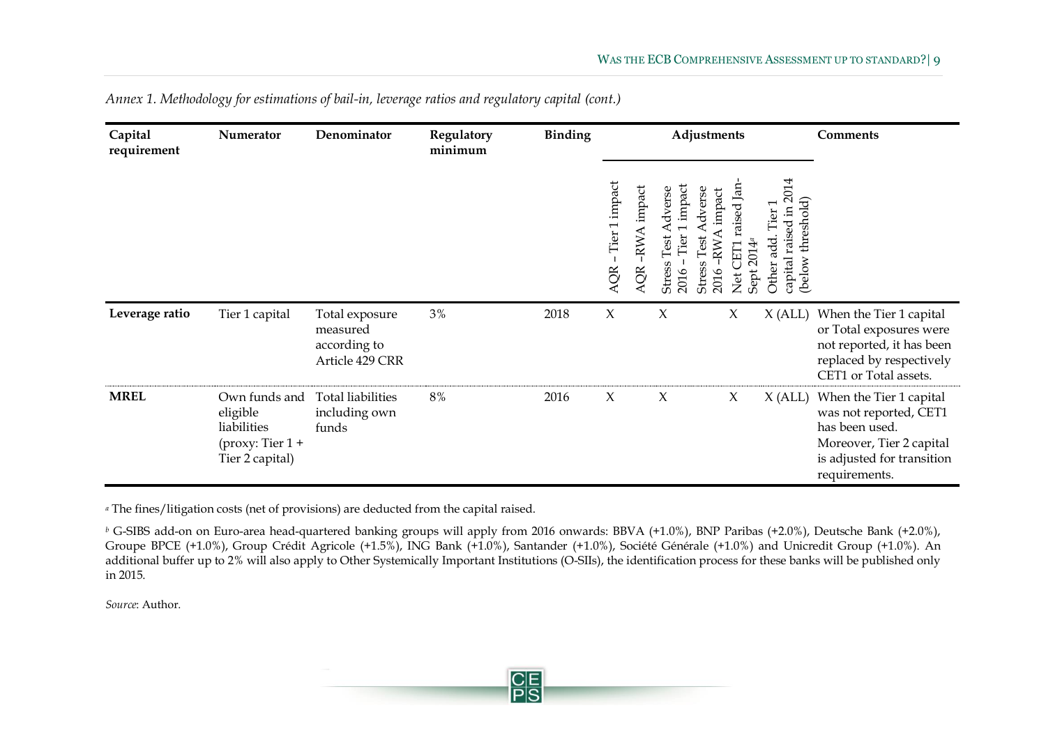*Annex 1. Methodology for estimations of bail-in, leverage ratios and regulatory capital (cont.)*

| Capital requirement | Numerator | Denominator | Regulatory minimum | Binding | Adjustments | | | | | | Comments |
|---|---|---|---|---|---|---|---|---|---|---|---|
| | | | | | AQR – Tier 1 impact | AQR –RWA impact | Stress Test Adverse 2016 – Tier 1 impact | Stress Test Adverse 2016 –RWA impact | Net CET1 raised Jan-Sept 2014[a] | Other add. Tier 1 capital raised in 2014 (below threshold) | |
| **Leverage ratio** | Tier 1 capital | Total exposure measured according to Article 429 CRR | 3% | 2018 | X | | X | | X | X (ALL) | When the Tier 1 capital or Total exposures were not reported, it has been replaced by respectively CET1 or Total assets. |
| **MREL** | Own funds and eligible liabilities (proxy: Tier 1 + Tier 2 capital) | Total liabilities including own funds | 8% | 2016 | X | | X | | X | X (ALL) | When the Tier 1 capital was not reported, CET1 has been used. Moreover, Tier 2 capital is adjusted for transition requirements. |

[a] The fines/litigation costs (net of provisions) are deducted from the capital raised.

[b] G-SIBS add-on on Euro-area head-quartered banking groups will apply from 2016 onwards: BBVA (+1.0%), BNP Paribas (+2.0%), Deutsche Bank (+2.0%), Groupe BPCE (+1.0%), Group Crédit Agricole (+1.5%), ING Bank (+1.0%), Santander (+1.0%), Société Générale (+1.0%) and Unicredit Group (+1.0%). An additional buffer up to 2% will also apply to Other Systemically Important Institutions (O-SIIs), the identification process for these banks will be published only in 2015.

*Source*: Author.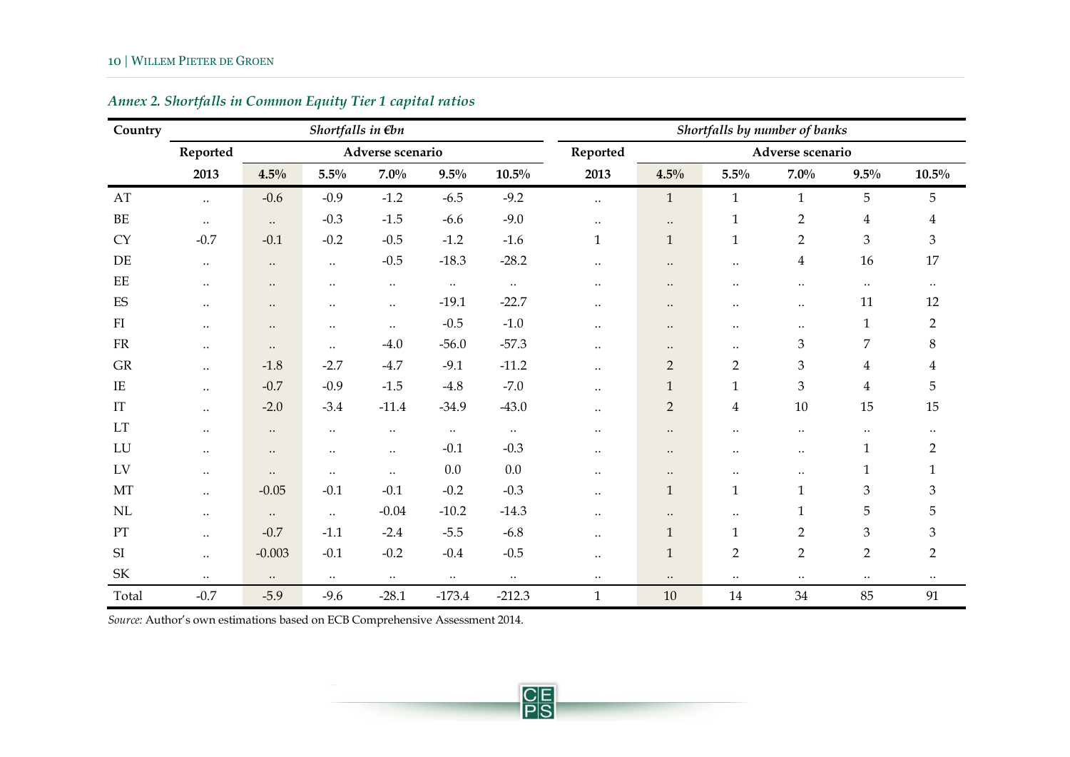*Annex 2. Shortfalls in Common Equity Tier 1 capital ratios*

| Country | *Shortfalls in €bn* | | | | | | *Shortfalls by number of banks* | | | | | |
|---|---|---|---|---|---|---|---|---|---|---|---|---|
| | Reported | Adverse scenario | | | | | Reported | Adverse scenario | | | | |
| | 2013 | 4.5% | 5.5% | 7.0% | 9.5% | 10.5% | 2013 | 4.5% | 5.5% | 7.0% | 9.5% | 10.5% |
| AT | .. | -0.6 | -0.9 | -1.2 | -6.5 | -9.2 | .. | 1 | 1 | 1 | 5 | 5 |
| BE | .. | .. | -0.3 | -1.5 | -6.6 | -9.0 | .. | .. | 1 | 2 | 4 | 4 |
| CY | -0.7 | -0.1 | -0.2 | -0.5 | -1.2 | -1.6 | 1 | 1 | 1 | 2 | 3 | 3 |
| DE | .. | .. | .. | -0.5 | -18.3 | -28.2 | .. | .. | .. | 4 | 16 | 17 |
| EE | .. | .. | .. | .. | .. | .. | .. | .. | .. | .. | .. | .. |
| ES | .. | .. | .. | .. | -19.1 | -22.7 | .. | .. | .. | .. | 11 | 12 |
| FI | .. | .. | .. | .. | -0.5 | -1.0 | .. | .. | .. | .. | 1 | 2 |
| FR | .. | .. | .. | -4.0 | -56.0 | -57.3 | .. | .. | .. | 3 | 7 | 8 |
| GR | .. | -1.8 | -2.7 | -4.7 | -9.1 | -11.2 | .. | 2 | 2 | 3 | 4 | 4 |
| IE | .. | -0.7 | -0.9 | -1.5 | -4.8 | -7.0 | .. | 1 | 1 | 3 | 4 | 5 |
| IT | .. | -2.0 | -3.4 | -11.4 | -34.9 | -43.0 | .. | 2 | 4 | 10 | 15 | 15 |
| LT | .. | .. | .. | .. | .. | .. | .. | .. | .. | .. | .. | .. |
| LU | .. | .. | .. | .. | -0.1 | -0.3 | .. | .. | .. | .. | 1 | 2 |
| LV | .. | .. | .. | .. | 0.0 | 0.0 | .. | .. | .. | .. | 1 | 1 |
| MT | .. | -0.05 | -0.1 | -0.1 | -0.2 | -0.3 | .. | 1 | 1 | 1 | 3 | 3 |
| NL | .. | .. | .. | -0.04 | -10.2 | -14.3 | .. | .. | .. | 1 | 5 | 5 |
| PT | .. | -0.7 | -1.1 | -2.4 | -5.5 | -6.8 | .. | 1 | 1 | 2 | 3 | 3 |
| SI | .. | -0.003 | -0.1 | -0.2 | -0.4 | -0.5 | .. | 1 | 2 | 2 | 2 | 2 |
| SK | .. | .. | .. | .. | .. | .. | .. | .. | .. | .. | .. | .. |
| Total | -0.7 | -5.9 | -9.6 | -28.1 | -173.4 | -212.3 | 1 | 10 | 14 | 34 | 85 | 91 |

*Source:* Author's own estimations based on ECB Comprehensive Assessment 2014.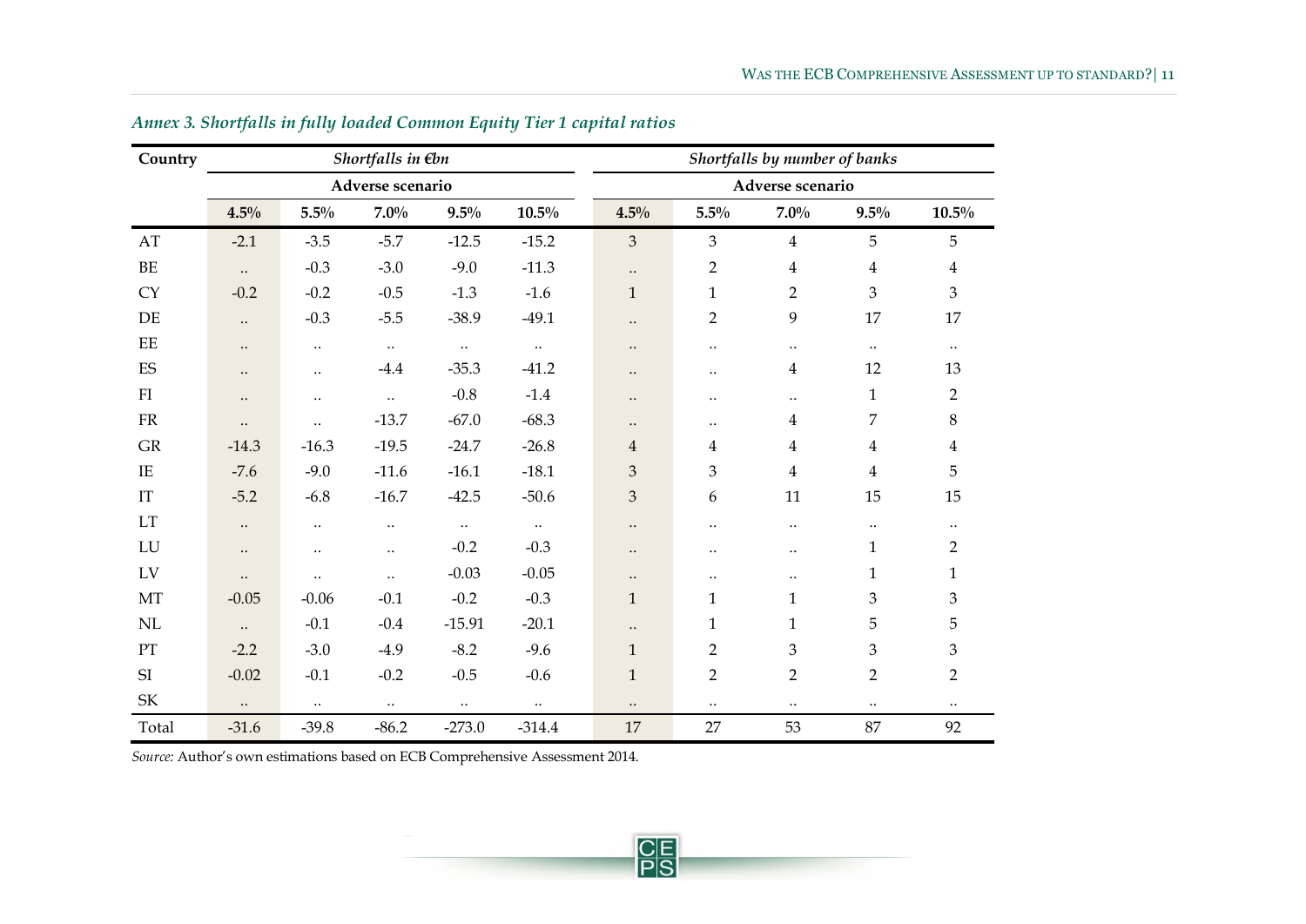*Annex 3. Shortfalls in fully loaded Common Equity Tier 1 capital ratios*

| Country | *Shortfalls in €bn* | | | | | *Shortfalls by number of banks* | | | | |
|---|---|---|---|---|---|---|---|---|---|---|
| | Adverse scenario | | | | | Adverse scenario | | | | |
| | 4.5% | 5.5% | 7.0% | 9.5% | 10.5% | 4.5% | 5.5% | 7.0% | 9.5% | 10.5% |
| AT | -2.1 | -3.5 | -5.7 | -12.5 | -15.2 | 3 | 3 | 4 | 5 | 5 |
| BE | .. | -0.3 | -3.0 | -9.0 | -11.3 | .. | 2 | 4 | 4 | 4 |
| CY | -0.2 | -0.2 | -0.5 | -1.3 | -1.6 | 1 | 1 | 2 | 3 | 3 |
| DE | .. | -0.3 | -5.5 | -38.9 | -49.1 | .. | 2 | 9 | 17 | 17 |
| EE | .. | .. | .. | .. | .. | .. | .. | .. | .. | .. |
| ES | .. | .. | -4.4 | -35.3 | -41.2 | .. | .. | 4 | 12 | 13 |
| FI | .. | .. | .. | -0.8 | -1.4 | .. | .. | .. | 1 | 2 |
| FR | .. | .. | -13.7 | -67.0 | -68.3 | .. | .. | 4 | 7 | 8 |
| GR | -14.3 | -16.3 | -19.5 | -24.7 | -26.8 | 4 | 4 | 4 | 4 | 4 |
| IE | -7.6 | -9.0 | -11.6 | -16.1 | -18.1 | 3 | 3 | 4 | 4 | 5 |
| IT | -5.2 | -6.8 | -16.7 | -42.5 | -50.6 | 3 | 6 | 11 | 15 | 15 |
| LT | .. | .. | .. | .. | .. | .. | .. | .. | .. | .. |
| LU | .. | .. | .. | -0.2 | -0.3 | .. | .. | .. | 1 | 2 |
| LV | .. | .. | .. | -0.03 | -0.05 | .. | .. | .. | 1 | 1 |
| MT | -0.05 | -0.06 | -0.1 | -0.2 | -0.3 | 1 | 1 | 1 | 3 | 3 |
| NL | .. | -0.1 | -0.4 | -15.91 | -20.1 | .. | 1 | 1 | 5 | 5 |
| PT | -2.2 | -3.0 | -4.9 | -8.2 | -9.6 | 1 | 2 | 3 | 3 | 3 |
| SI | -0.02 | -0.1 | -0.2 | -0.5 | -0.6 | 1 | 2 | 2 | 2 | 2 |
| SK | .. | .. | .. | .. | .. | .. | .. | .. | .. | .. |
| Total | -31.6 | -39.8 | -86.2 | -273.0 | -314.4 | 17 | 27 | 53 | 87 | 92 |

*Source:* Author's own estimations based on ECB Comprehensive Assessment 2014.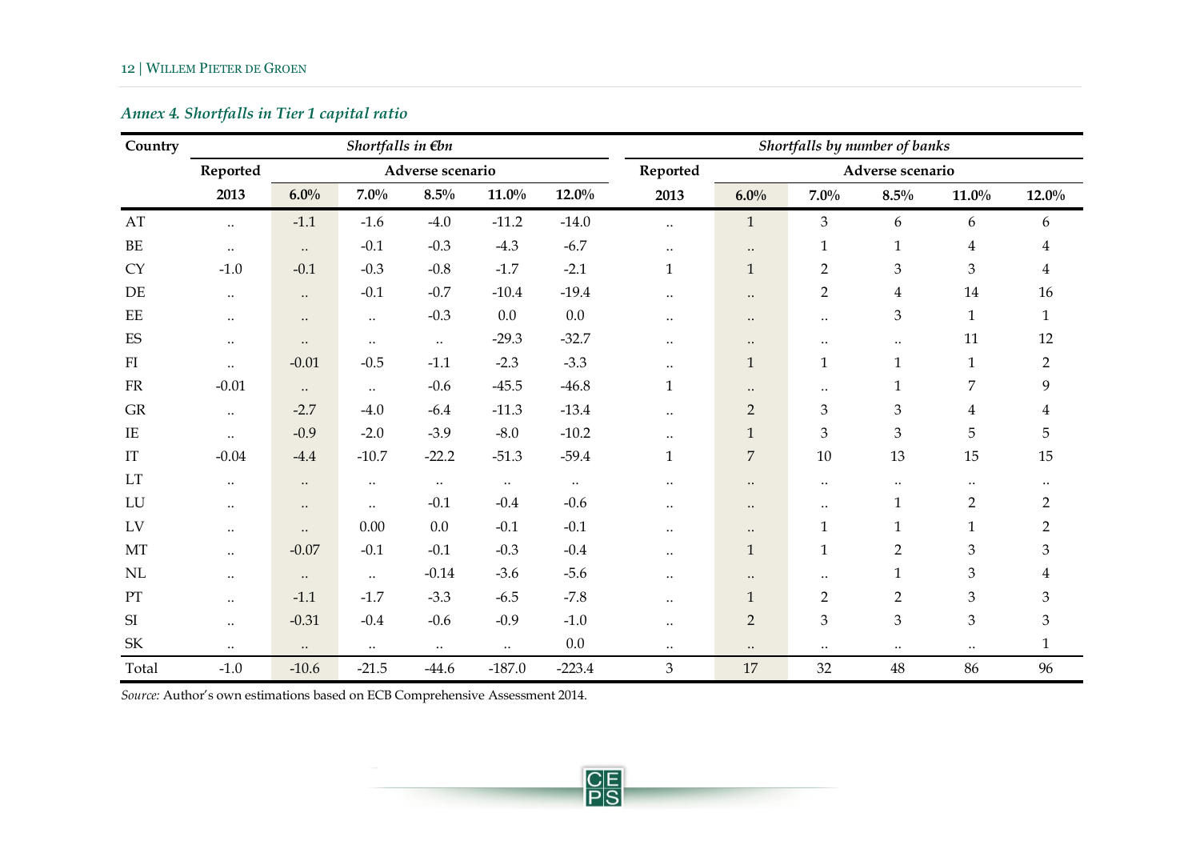### *Annex 4. Shortfalls in Tier 1 capital ratio*

| Country | *Shortfalls in €bn* | | | | | | *Shortfalls by number of banks* | | | | | |
|---|---|---|---|---|---|---|---|---|---|---|---|---|
| | Reported | Adverse scenario | | | | | Reported | Adverse scenario | | | | |
| | 2013 | 6.0% | 7.0% | 8.5% | 11.0% | 12.0% | 2013 | 6.0% | 7.0% | 8.5% | 11.0% | 12.0% |
| AT | .. | -1.1 | -1.6 | -4.0 | -11.2 | -14.0 | .. | 1 | 3 | 6 | 6 | 6 |
| BE | .. | .. | -0.1 | -0.3 | -4.3 | -6.7 | .. | .. | 1 | 1 | 4 | 4 |
| CY | -1.0 | -0.1 | -0.3 | -0.8 | -1.7 | -2.1 | 1 | 1 | 2 | 3 | 3 | 4 |
| DE | .. | .. | -0.1 | -0.7 | -10.4 | -19.4 | .. | .. | 2 | 4 | 14 | 16 |
| EE | .. | .. | .. | -0.3 | 0.0 | 0.0 | .. | .. | .. | 3 | 1 | 1 |
| ES | .. | .. | .. | .. | -29.3 | -32.7 | .. | .. | .. | .. | 11 | 12 |
| FI | .. | -0.01 | -0.5 | -1.1 | -2.3 | -3.3 | .. | 1 | 1 | 1 | 1 | 2 |
| FR | -0.01 | .. | .. | -0.6 | -45.5 | -46.8 | 1 | .. | .. | 1 | 7 | 9 |
| GR | .. | -2.7 | -4.0 | -6.4 | -11.3 | -13.4 | .. | 2 | 3 | 3 | 4 | 4 |
| IE | .. | -0.9 | -2.0 | -3.9 | -8.0 | -10.2 | .. | 1 | 3 | 3 | 5 | 5 |
| IT | -0.04 | -4.4 | -10.7 | -22.2 | -51.3 | -59.4 | 1 | 7 | 10 | 13 | 15 | 15 |
| LT | .. | .. | .. | .. | .. | .. | .. | .. | .. | .. | .. | .. |
| LU | .. | .. | .. | -0.1 | -0.4 | -0.6 | .. | .. | .. | 1 | 2 | 2 |
| LV | .. | .. | 0.00 | 0.0 | -0.1 | -0.1 | .. | .. | 1 | 1 | 1 | 2 |
| MT | .. | -0.07 | -0.1 | -0.1 | -0.3 | -0.4 | .. | 1 | 1 | 2 | 3 | 3 |
| NL | .. | .. | .. | -0.14 | -3.6 | -5.6 | .. | .. | .. | 1 | 3 | 4 |
| PT | .. | -1.1 | -1.7 | -3.3 | -6.5 | -7.8 | .. | 1 | 2 | 2 | 3 | 3 |
| SI | .. | -0.31 | -0.4 | -0.6 | -0.9 | -1.0 | .. | 2 | 3 | 3 | 3 | 3 |
| SK | .. | .. | .. | .. | .. | 0.0 | .. | .. | .. | .. | .. | 1 |
| Total | -1.0 | -10.6 | -21.5 | -44.6 | -187.0 | -223.4 | 3 | 17 | 32 | 48 | 86 | 96 |

*Source:* Author's own estimations based on ECB Comprehensive Assessment 2014.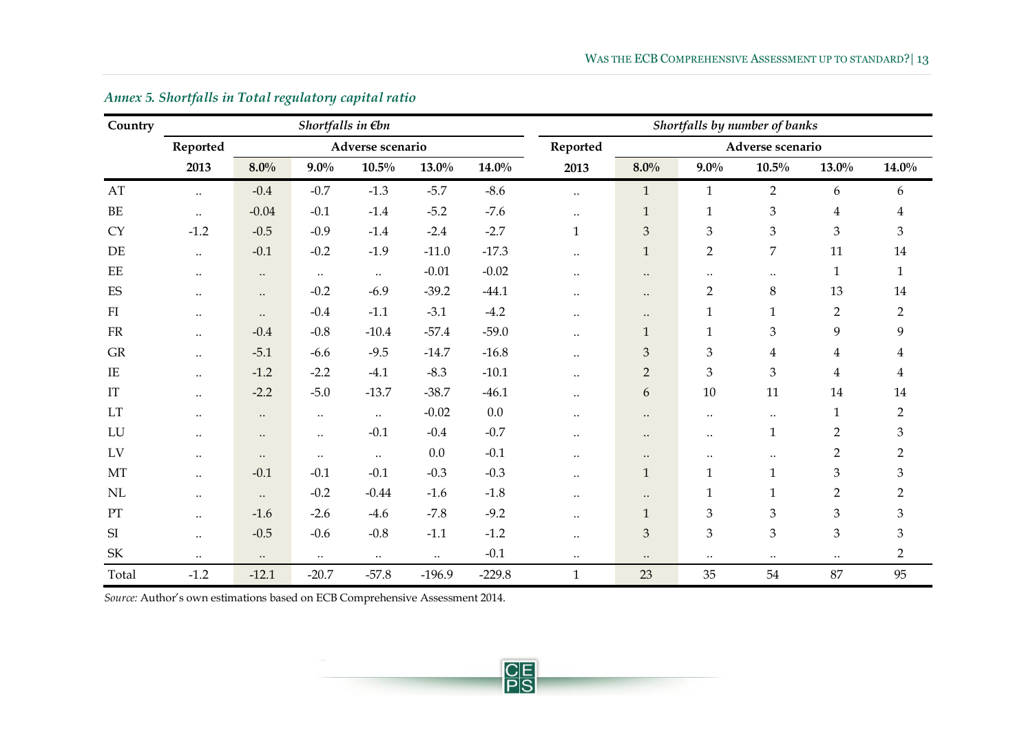*Annex 5. Shortfalls in Total regulatory capital ratio*

| Country | Shortfalls in €bn | | | | | | Shortfalls by number of banks | | | | | |
|---|---|---|---|---|---|---|---|---|---|---|---|---|
| | Reported | Adverse scenario | | | | | Reported | Adverse scenario | | | | |
| | 2013 | 8.0% | 9.0% | 10.5% | 13.0% | 14.0% | 2013 | 8.0% | 9.0% | 10.5% | 13.0% | 14.0% |
| AT | .. | -0.4 | -0.7 | -1.3 | -5.7 | -8.6 | .. | 1 | 1 | 2 | 6 | 6 |
| BE | .. | -0.04 | -0.1 | -1.4 | -5.2 | -7.6 | .. | 1 | 1 | 3 | 4 | 4 |
| CY | -1.2 | -0.5 | -0.9 | -1.4 | -2.4 | -2.7 | 1 | 3 | 3 | 3 | 3 | 3 |
| DE | .. | -0.1 | -0.2 | -1.9 | -11.0 | -17.3 | .. | 1 | 2 | 7 | 11 | 14 |
| EE | .. | .. | .. | .. | -0.01 | -0.02 | .. | .. | .. | .. | 1 | 1 |
| ES | .. | .. | -0.2 | -6.9 | -39.2 | -44.1 | .. | .. | 2 | 8 | 13 | 14 |
| FI | .. | .. | -0.4 | -1.1 | -3.1 | -4.2 | .. | .. | 1 | 1 | 2 | 2 |
| FR | .. | -0.4 | -0.8 | -10.4 | -57.4 | -59.0 | .. | 1 | 1 | 3 | 9 | 9 |
| GR | .. | -5.1 | -6.6 | -9.5 | -14.7 | -16.8 | .. | 3 | 3 | 4 | 4 | 4 |
| IE | .. | -1.2 | -2.2 | -4.1 | -8.3 | -10.1 | .. | 2 | 3 | 3 | 4 | 4 |
| IT | .. | -2.2 | -5.0 | -13.7 | -38.7 | -46.1 | .. | 6 | 10 | 11 | 14 | 14 |
| LT | .. | .. | .. | .. | -0.02 | 0.0 | .. | .. | .. | .. | 1 | 2 |
| LU | .. | .. | .. | -0.1 | -0.4 | -0.7 | .. | .. | .. | 1 | 2 | 3 |
| LV | .. | .. | .. | .. | 0.0 | -0.1 | .. | .. | .. | .. | 2 | 2 |
| MT | .. | -0.1 | -0.1 | -0.1 | -0.3 | -0.3 | .. | 1 | 1 | 1 | 3 | 3 |
| NL | .. | .. | -0.2 | -0.44 | -1.6 | -1.8 | .. | .. | 1 | 1 | 2 | 2 |
| PT | .. | -1.6 | -2.6 | -4.6 | -7.8 | -9.2 | .. | 1 | 3 | 3 | 3 | 3 |
| SI | .. | -0.5 | -0.6 | -0.8 | -1.1 | -1.2 | .. | 3 | 3 | 3 | 3 | 3 |
| SK | .. | .. | .. | .. | .. | -0.1 | .. | .. | .. | .. | .. | 2 |
| Total | -1.2 | -12.1 | -20.7 | -57.8 | -196.9 | -229.8 | 1 | 23 | 35 | 54 | 87 | 95 |

*Source:* Author's own estimations based on ECB Comprehensive Assessment 2014.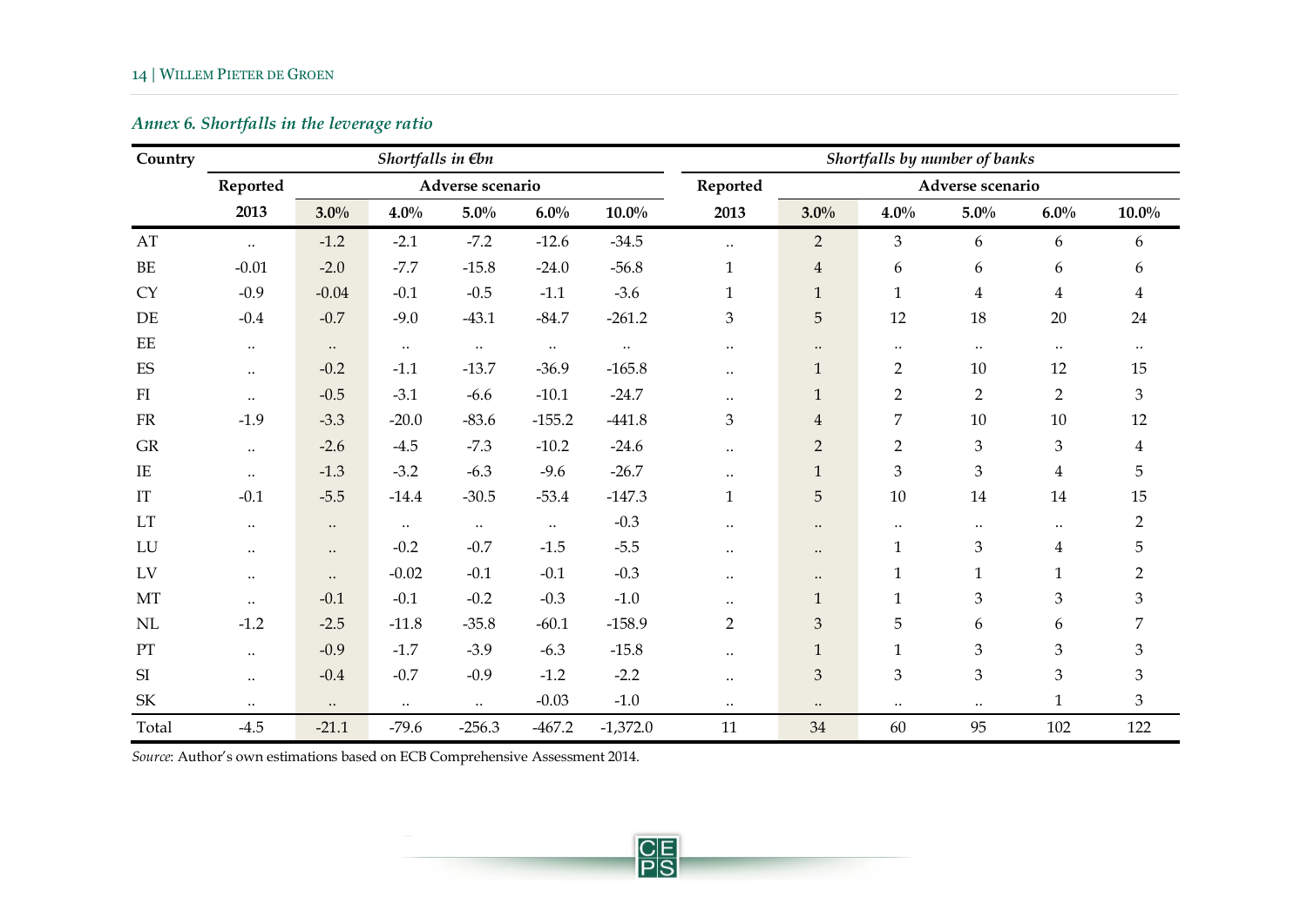### *Annex 6. Shortfalls in the leverage ratio*

| Country | *Shortfalls in €bn* | | | | | | *Shortfalls by number of banks* | | | | | |
|---|---|---|---|---|---|---|---|---|---|---|---|---|
| | Reported | Adverse scenario | | | | | Reported | Adverse scenario | | | | |
| | 2013 | 3.0% | 4.0% | 5.0% | 6.0% | 10.0% | 2013 | 3.0% | 4.0% | 5.0% | 6.0% | 10.0% |
| AT | .. | -1.2 | -2.1 | -7.2 | -12.6 | -34.5 | .. | 2 | 3 | 6 | 6 | 6 |
| BE | -0.01 | -2.0 | -7.7 | -15.8 | -24.0 | -56.8 | 1 | 4 | 6 | 6 | 6 | 6 |
| CY | -0.9 | -0.04 | -0.1 | -0.5 | -1.1 | -3.6 | 1 | 1 | 1 | 4 | 4 | 4 |
| DE | -0.4 | -0.7 | -9.0 | -43.1 | -84.7 | -261.2 | 3 | 5 | 12 | 18 | 20 | 24 |
| EE | .. | .. | .. | .. | .. | .. | .. | .. | .. | .. | .. | .. |
| ES | .. | -0.2 | -1.1 | -13.7 | -36.9 | -165.8 | .. | 1 | 2 | 10 | 12 | 15 |
| FI | .. | -0.5 | -3.1 | -6.6 | -10.1 | -24.7 | .. | 1 | 2 | 2 | 2 | 3 |
| FR | -1.9 | -3.3 | -20.0 | -83.6 | -155.2 | -441.8 | 3 | 4 | 7 | 10 | 10 | 12 |
| GR | .. | -2.6 | -4.5 | -7.3 | -10.2 | -24.6 | .. | 2 | 2 | 3 | 3 | 4 |
| IE | .. | -1.3 | -3.2 | -6.3 | -9.6 | -26.7 | .. | 1 | 3 | 3 | 4 | 5 |
| IT | -0.1 | -5.5 | -14.4 | -30.5 | -53.4 | -147.3 | 1 | 5 | 10 | 14 | 14 | 15 |
| LT | .. | .. | .. | .. | .. | -0.3 | .. | .. | .. | .. | .. | 2 |
| LU | .. | .. | -0.2 | -0.7 | -1.5 | -5.5 | .. | .. | 1 | 3 | 4 | 5 |
| LV | .. | .. | -0.02 | -0.1 | -0.1 | -0.3 | .. | .. | 1 | 1 | 1 | 2 |
| MT | .. | -0.1 | -0.1 | -0.2 | -0.3 | -1.0 | .. | 1 | 1 | 3 | 3 | 3 |
| NL | -1.2 | -2.5 | -11.8 | -35.8 | -60.1 | -158.9 | 2 | 3 | 5 | 6 | 6 | 7 |
| PT | .. | -0.9 | -1.7 | -3.9 | -6.3 | -15.8 | .. | 1 | 1 | 3 | 3 | 3 |
| SI | .. | -0.4 | -0.7 | -0.9 | -1.2 | -2.2 | .. | 3 | 3 | 3 | 3 | 3 |
| SK | .. | .. | .. | .. | -0.03 | -1.0 | .. | .. | .. | .. | 1 | 3 |
| Total | -4.5 | -21.1 | -79.6 | -256.3 | -467.2 | -1,372.0 | 11 | 34 | 60 | 95 | 102 | 122 |

*Source*: Author's own estimations based on ECB Comprehensive Assessment 2014.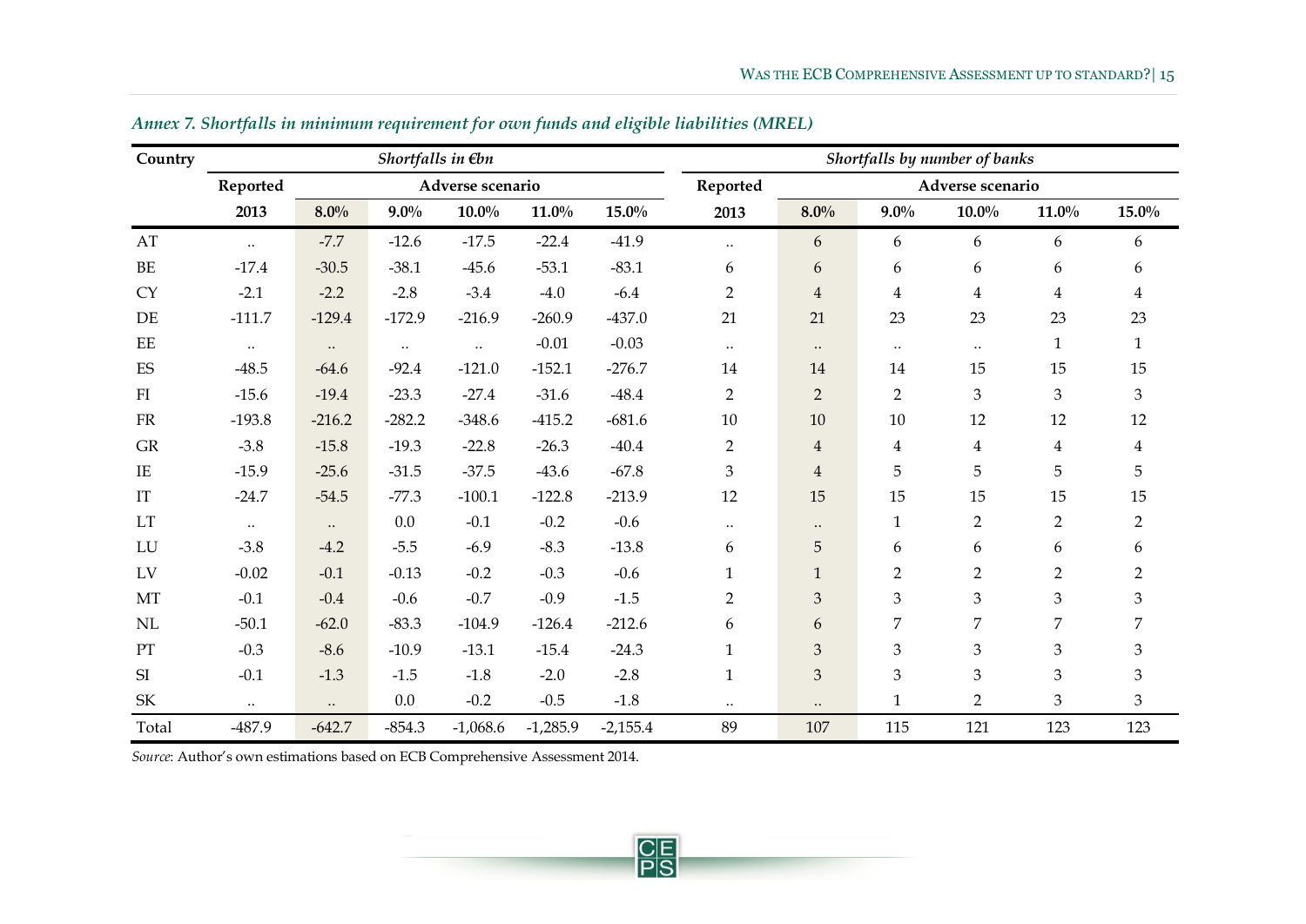*Annex 7. Shortfalls in minimum requirement for own funds and eligible liabilities (MREL)*

| Country | Shortfalls in €bn | | | | | | Shortfalls by number of banks | | | | | |
|---|---|---|---|---|---|---|---|---|---|---|---|---|
| | Reported | Adverse scenario | | | | | Reported | Adverse scenario | | | | |
| | 2013 | 8.0% | 9.0% | 10.0% | 11.0% | 15.0% | 2013 | 8.0% | 9.0% | 10.0% | 11.0% | 15.0% |
| AT | .. | -7.7 | -12.6 | -17.5 | -22.4 | -41.9 | .. | 6 | 6 | 6 | 6 | 6 |
| BE | -17.4 | -30.5 | -38.1 | -45.6 | -53.1 | -83.1 | 6 | 6 | 6 | 6 | 6 | 6 |
| CY | -2.1 | -2.2 | -2.8 | -3.4 | -4.0 | -6.4 | 2 | 4 | 4 | 4 | 4 | 4 |
| DE | -111.7 | -129.4 | -172.9 | -216.9 | -260.9 | -437.0 | 21 | 21 | 23 | 23 | 23 | 23 |
| EE | .. | .. | .. | .. | -0.01 | -0.03 | .. | .. | .. | .. | 1 | 1 |
| ES | -48.5 | -64.6 | -92.4 | -121.0 | -152.1 | -276.7 | 14 | 14 | 14 | 15 | 15 | 15 |
| FI | -15.6 | -19.4 | -23.3 | -27.4 | -31.6 | -48.4 | 2 | 2 | 2 | 3 | 3 | 3 |
| FR | -193.8 | -216.2 | -282.2 | -348.6 | -415.2 | -681.6 | 10 | 10 | 10 | 12 | 12 | 12 |
| GR | -3.8 | -15.8 | -19.3 | -22.8 | -26.3 | -40.4 | 2 | 4 | 4 | 4 | 4 | 4 |
| IE | -15.9 | -25.6 | -31.5 | -37.5 | -43.6 | -67.8 | 3 | 4 | 5 | 5 | 5 | 5 |
| IT | -24.7 | -54.5 | -77.3 | -100.1 | -122.8 | -213.9 | 12 | 15 | 15 | 15 | 15 | 15 |
| LT | .. | .. | 0.0 | -0.1 | -0.2 | -0.6 | .. | .. | 1 | 2 | 2 | 2 |
| LU | -3.8 | -4.2 | -5.5 | -6.9 | -8.3 | -13.8 | 6 | 5 | 6 | 6 | 6 | 6 |
| LV | -0.02 | -0.1 | -0.13 | -0.2 | -0.3 | -0.6 | 1 | 1 | 2 | 2 | 2 | 2 |
| MT | -0.1 | -0.4 | -0.6 | -0.7 | -0.9 | -1.5 | 2 | 3 | 3 | 3 | 3 | 3 |
| NL | -50.1 | -62.0 | -83.3 | -104.9 | -126.4 | -212.6 | 6 | 6 | 7 | 7 | 7 | 7 |
| PT | -0.3 | -8.6 | -10.9 | -13.1 | -15.4 | -24.3 | 1 | 3 | 3 | 3 | 3 | 3 |
| SI | -0.1 | -1.3 | -1.5 | -1.8 | -2.0 | -2.8 | 1 | 3 | 3 | 3 | 3 | 3 |
| SK | .. | .. | 0.0 | -0.2 | -0.5 | -1.8 | .. | .. | 1 | 2 | 3 | 3 |
| Total | -487.9 | -642.7 | -854.3 | -1,068.6 | -1,285.9 | -2,155.4 | 89 | 107 | 115 | 121 | 123 | 123 |

*Source*: Author's own estimations based on ECB Comprehensive Assessment 2014.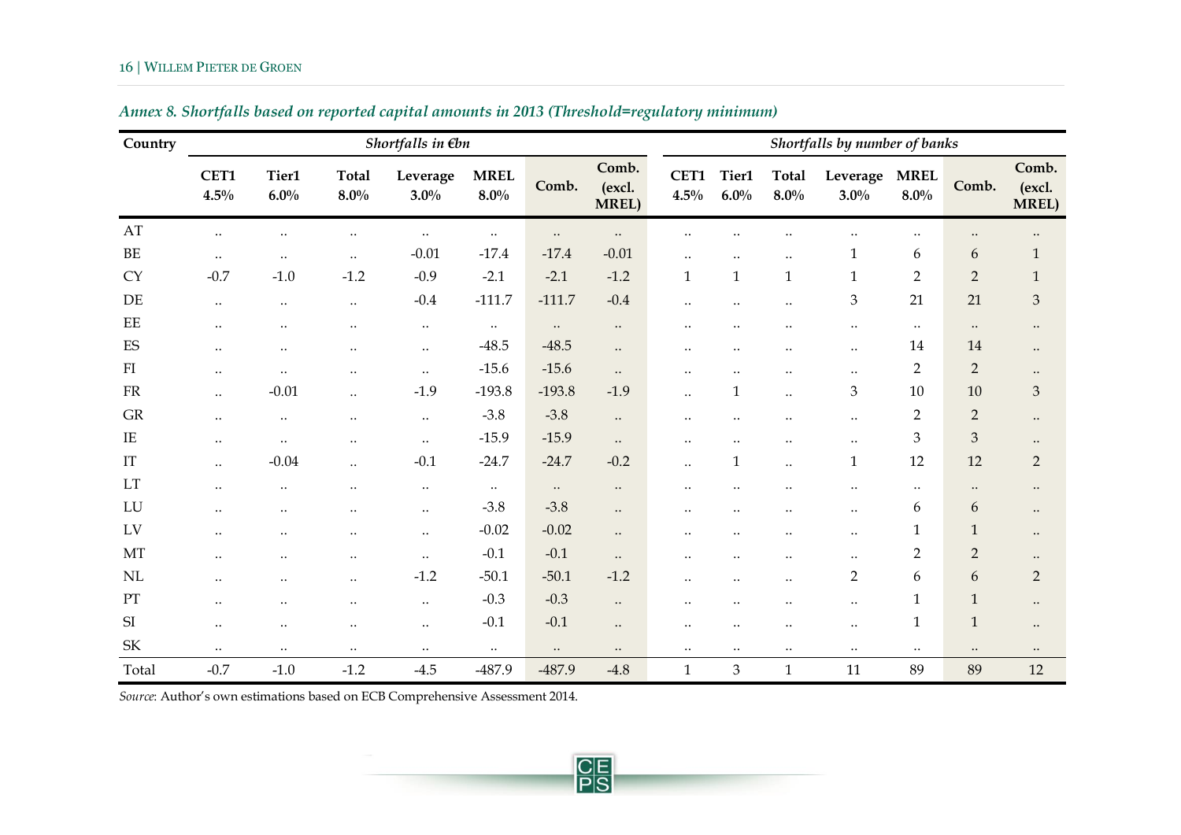*Annex 8. Shortfalls based on reported capital amounts in 2013 (Threshold=regulatory minimum)*

| Country | Shortfalls in €bn | | | | | | | Shortfalls by number of banks | | | | | | |
|---|---|---|---|---|---|---|---|---|---|---|---|---|---|---|
| | CET1 4.5% | Tier1 6.0% | Total 8.0% | Leverage 3.0% | MREL 8.0% | Comb. | Comb. (excl. MREL) | CET1 4.5% | Tier1 6.0% | Total 8.0% | Leverage 3.0% | MREL 8.0% | Comb. | Comb. (excl. MREL) |
| AT | .. | .. | .. | .. | .. | .. | .. | .. | .. | .. | .. | .. | .. | .. |
| BE | .. | .. | .. | -0.01 | -17.4 | -17.4 | -0.01 | .. | .. | .. | 1 | 6 | 6 | 1 |
| CY | -0.7 | -1.0 | -1.2 | -0.9 | -2.1 | -2.1 | -1.2 | 1 | 1 | 1 | 1 | 2 | 2 | 1 |
| DE | .. | .. | .. | -0.4 | -111.7 | -111.7 | -0.4 | .. | .. | .. | 3 | 21 | 21 | 3 |
| EE | .. | .. | .. | .. | .. | .. | .. | .. | .. | .. | .. | .. | .. | .. |
| ES | .. | .. | .. | .. | -48.5 | -48.5 | .. | .. | .. | .. | .. | 14 | 14 | .. |
| FI | .. | .. | .. | .. | -15.6 | -15.6 | .. | .. | .. | .. | .. | 2 | 2 | .. |
| FR | .. | -0.01 | .. | -1.9 | -193.8 | -193.8 | -1.9 | .. | 1 | .. | 3 | 10 | 10 | 3 |
| GR | .. | .. | .. | .. | -3.8 | -3.8 | .. | .. | .. | .. | .. | 2 | 2 | .. |
| IE | .. | .. | .. | .. | -15.9 | -15.9 | .. | .. | .. | .. | .. | 3 | 3 | .. |
| IT | .. | -0.04 | .. | -0.1 | -24.7 | -24.7 | -0.2 | .. | 1 | .. | 1 | 12 | 12 | 2 |
| LT | .. | .. | .. | .. | .. | .. | .. | .. | .. | .. | .. | .. | .. | .. |
| LU | .. | .. | .. | .. | -3.8 | -3.8 | .. | .. | .. | .. | .. | 6 | 6 | .. |
| LV | .. | .. | .. | .. | -0.02 | -0.02 | .. | .. | .. | .. | .. | 1 | 1 | .. |
| MT | .. | .. | .. | .. | -0.1 | -0.1 | .. | .. | .. | .. | .. | 2 | 2 | .. |
| NL | .. | .. | .. | -1.2 | -50.1 | -50.1 | -1.2 | .. | .. | .. | 2 | 6 | 6 | 2 |
| PT | .. | .. | .. | .. | -0.3 | -0.3 | .. | .. | .. | .. | .. | 1 | 1 | .. |
| SI | .. | .. | .. | .. | -0.1 | -0.1 | .. | .. | .. | .. | .. | 1 | 1 | .. |
| SK | .. | .. | .. | .. | .. | .. | .. | .. | .. | .. | .. | .. | .. | .. |
| Total | -0.7 | -1.0 | -1.2 | -4.5 | -487.9 | -487.9 | -4.8 | 1 | 3 | 1 | 11 | 89 | 89 | 12 |

*Source*: Author's own estimations based on ECB Comprehensive Assessment 2014.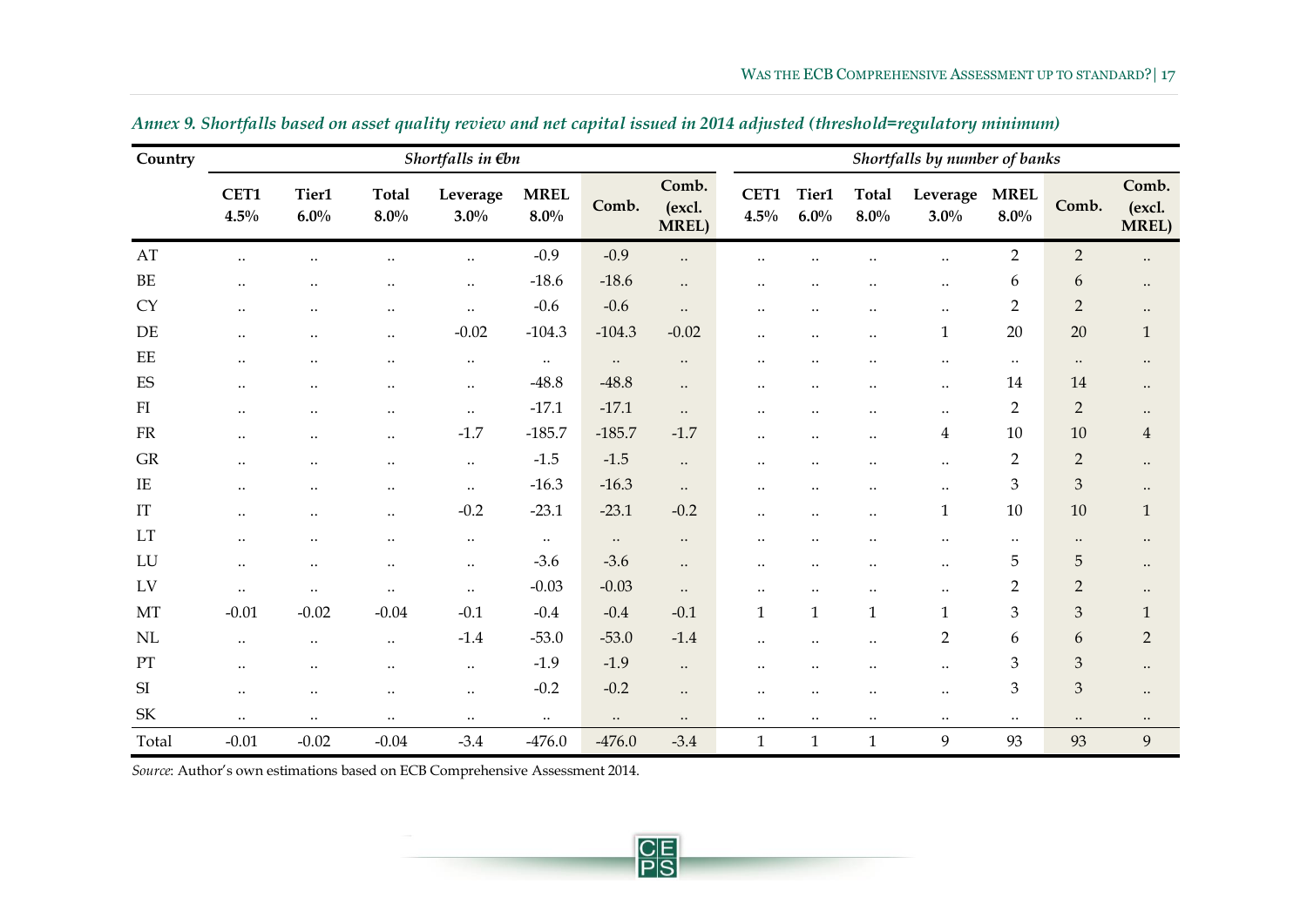*Annex 9. Shortfalls based on asset quality review and net capital issued in 2014 adjusted (threshold=regulatory minimum)*

| Country | *Shortfalls in €bn* | | | | | | | *Shortfalls by number of banks* | | | | | | |
|---|---|---|---|---|---|---|---|---|---|---|---|---|---|---|
| | **CET1 4.5%** | **Tier1 6.0%** | **Total 8.0%** | **Leverage 3.0%** | **MREL 8.0%** | **Comb.** | **Comb. (excl. MREL)** | **CET1 4.5%** | **Tier1 6.0%** | **Total 8.0%** | **Leverage 3.0%** | **MREL 8.0%** | **Comb.** | **Comb. (excl. MREL)** |
| AT | .. | .. | .. | .. | -0.9 | -0.9 | .. | .. | .. | .. | .. | 2 | 2 | .. |
| BE | .. | .. | .. | .. | -18.6 | -18.6 | .. | .. | .. | .. | .. | 6 | 6 | .. |
| CY | .. | .. | .. | .. | -0.6 | -0.6 | .. | .. | .. | .. | .. | 2 | 2 | .. |
| DE | .. | .. | .. | -0.02 | -104.3 | -104.3 | -0.02 | .. | .. | .. | 1 | 20 | 20 | 1 |
| EE | .. | .. | .. | .. | .. | .. | .. | .. | .. | .. | .. | .. | .. | .. |
| ES | .. | .. | .. | .. | -48.8 | -48.8 | .. | .. | .. | .. | .. | 14 | 14 | .. |
| FI | .. | .. | .. | .. | -17.1 | -17.1 | .. | .. | .. | .. | .. | 2 | 2 | .. |
| FR | .. | .. | .. | -1.7 | -185.7 | -185.7 | -1.7 | .. | .. | .. | 4 | 10 | 10 | 4 |
| GR | .. | .. | .. | .. | -1.5 | -1.5 | .. | .. | .. | .. | .. | 2 | 2 | .. |
| IE | .. | .. | .. | .. | -16.3 | -16.3 | .. | .. | .. | .. | .. | 3 | 3 | .. |
| IT | .. | .. | .. | -0.2 | -23.1 | -23.1 | -0.2 | .. | .. | .. | 1 | 10 | 10 | 1 |
| LT | .. | .. | .. | .. | .. | .. | .. | .. | .. | .. | .. | .. | .. | .. |
| LU | .. | .. | .. | .. | -3.6 | -3.6 | .. | .. | .. | .. | .. | 5 | 5 | .. |
| LV | .. | .. | .. | .. | -0.03 | -0.03 | .. | .. | .. | .. | .. | 2 | 2 | .. |
| MT | -0.01 | -0.02 | -0.04 | -0.1 | -0.4 | -0.4 | -0.1 | 1 | 1 | 1 | 1 | 3 | 3 | 1 |
| NL | .. | .. | .. | -1.4 | -53.0 | -53.0 | -1.4 | .. | .. | .. | 2 | 6 | 6 | 2 |
| PT | .. | .. | .. | .. | -1.9 | -1.9 | .. | .. | .. | .. | .. | 3 | 3 | .. |
| SI | .. | .. | .. | .. | -0.2 | -0.2 | .. | .. | .. | .. | .. | 3 | 3 | .. |
| SK | .. | .. | .. | .. | .. | .. | .. | .. | .. | .. | .. | .. | .. | .. |
| Total | -0.01 | -0.02 | -0.04 | -3.4 | -476.0 | -476.0 | -3.4 | 1 | 1 | 1 | 9 | 93 | 93 | 9 |

*Source*: Author's own estimations based on ECB Comprehensive Assessment 2014.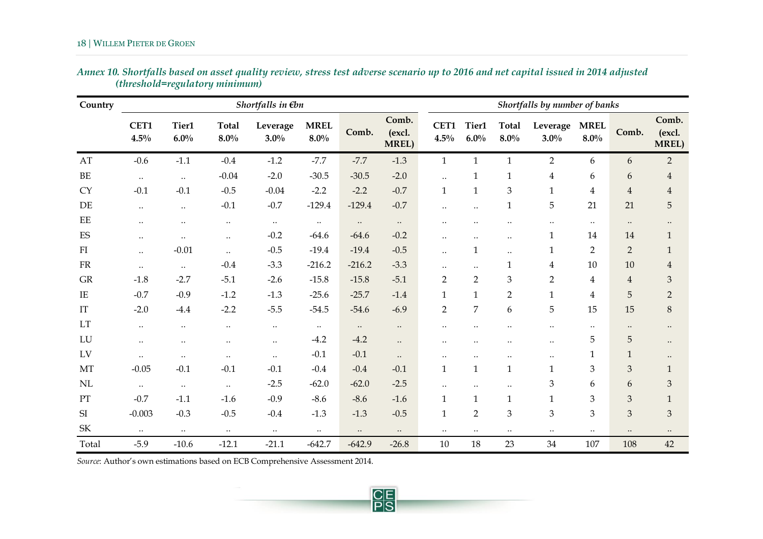*Annex 10. Shortfalls based on asset quality review, stress test adverse scenario up to 2016 and net capital issued in 2014 adjusted (threshold=regulatory minimum)*

| Country | *Shortfalls in €bn* | | | | | | | *Shortfalls by number of banks* | | | | | | |
|---|---|---|---|---|---|---|---|---|---|---|---|---|---|---|
| | **CET1 4.5%** | **Tier1 6.0%** | **Total 8.0%** | **Leverage 3.0%** | **MREL 8.0%** | **Comb.** | **Comb. (excl. MREL)** | **CET1 4.5%** | **Tier1 6.0%** | **Total 8.0%** | **Leverage 3.0%** | **MREL 8.0%** | **Comb.** | **Comb. (excl. MREL)** |
| AT | -0.6 | -1.1 | -0.4 | -1.2 | -7.7 | -7.7 | -1.3 | 1 | 1 | 1 | 2 | 6 | 6 | 2 |
| BE | .. | .. | -0.04 | -2.0 | -30.5 | -30.5 | -2.0 | .. | 1 | 1 | 4 | 6 | 6 | 4 |
| CY | -0.1 | -0.1 | -0.5 | -0.04 | -2.2 | -2.2 | -0.7 | 1 | 1 | 3 | 1 | 4 | 4 | 4 |
| DE | .. | .. | -0.1 | -0.7 | -129.4 | -129.4 | -0.7 | .. | .. | 1 | 5 | 21 | 21 | 5 |
| EE | .. | .. | .. | .. | .. | .. | .. | .. | .. | .. | .. | .. | .. | .. |
| ES | .. | .. | .. | -0.2 | -64.6 | -64.6 | -0.2 | .. | .. | .. | 1 | 14 | 14 | 1 |
| FI | .. | -0.01 | .. | -0.5 | -19.4 | -19.4 | -0.5 | .. | 1 | .. | 1 | 2 | 2 | 1 |
| FR | .. | .. | -0.4 | -3.3 | -216.2 | -216.2 | -3.3 | .. | .. | 1 | 4 | 10 | 10 | 4 |
| GR | -1.8 | -2.7 | -5.1 | -2.6 | -15.8 | -15.8 | -5.1 | 2 | 2 | 3 | 2 | 4 | 4 | 3 |
| IE | -0.7 | -0.9 | -1.2 | -1.3 | -25.6 | -25.7 | -1.4 | 1 | 1 | 2 | 1 | 4 | 5 | 2 |
| IT | -2.0 | -4.4 | -2.2 | -5.5 | -54.5 | -54.6 | -6.9 | 2 | 7 | 6 | 5 | 15 | 15 | 8 |
| LT | .. | .. | .. | .. | .. | .. | .. | .. | .. | .. | .. | .. | .. | .. |
| LU | .. | .. | .. | .. | -4.2 | -4.2 | .. | .. | .. | .. | .. | 5 | 5 | .. |
| LV | .. | .. | .. | .. | -0.1 | -0.1 | .. | .. | .. | .. | .. | 1 | 1 | .. |
| MT | -0.05 | -0.1 | -0.1 | -0.1 | -0.4 | -0.4 | -0.1 | 1 | 1 | 1 | 1 | 3 | 3 | 1 |
| NL | .. | .. | .. | -2.5 | -62.0 | -62.0 | -2.5 | .. | .. | .. | 3 | 6 | 6 | 3 |
| PT | -0.7 | -1.1 | -1.6 | -0.9 | -8.6 | -8.6 | -1.6 | 1 | 1 | 1 | 1 | 3 | 3 | 1 |
| SI | -0.003 | -0.3 | -0.5 | -0.4 | -1.3 | -1.3 | -0.5 | 1 | 2 | 3 | 3 | 3 | 3 | 3 |
| SK | .. | .. | .. | .. | .. | .. | .. | .. | .. | .. | .. | .. | .. | .. |
| Total | -5.9 | -10.6 | -12.1 | -21.1 | -642.7 | -642.9 | -26.8 | 10 | 18 | 23 | 34 | 107 | 108 | 42 |

*Source*: Author's own estimations based on ECB Comprehensive Assessment 2014.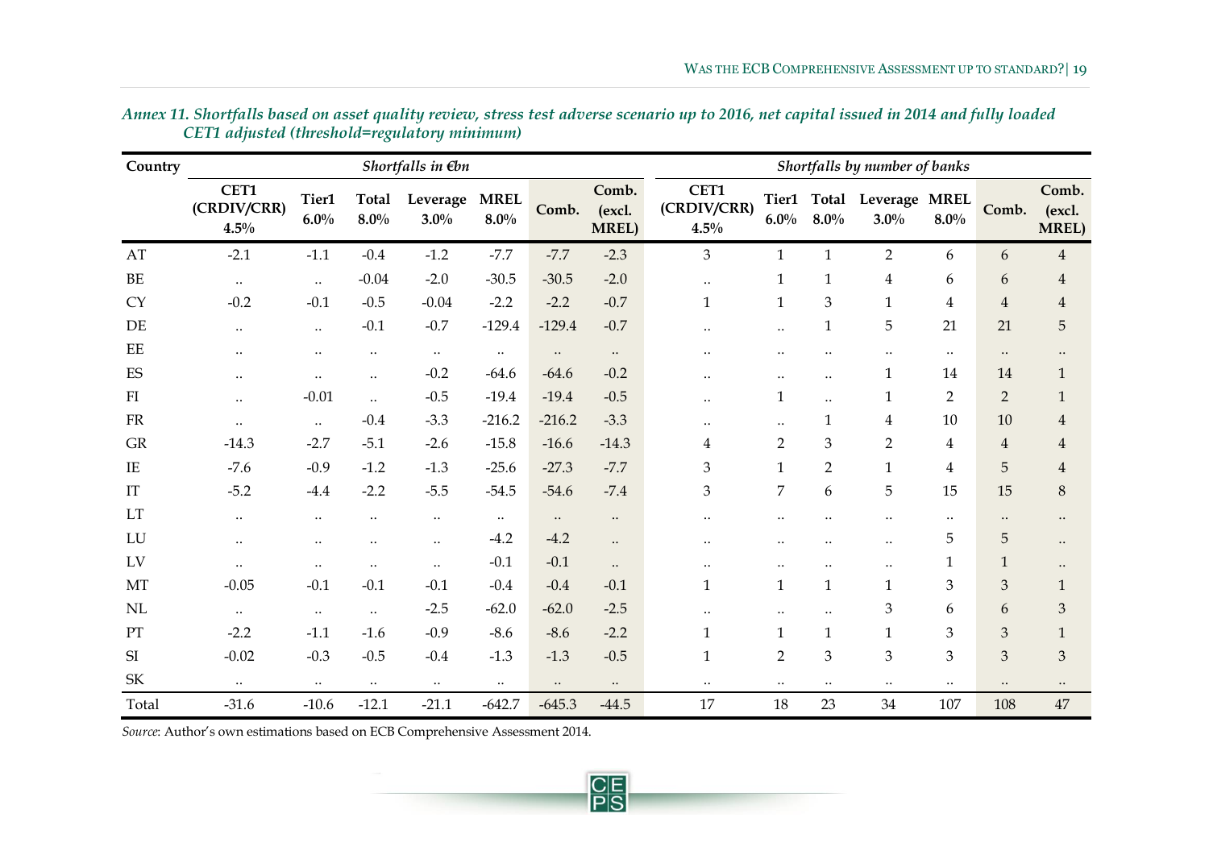*Annex 11. Shortfalls based on asset quality review, stress test adverse scenario up to 2016, net capital issued in 2014 and fully loaded CET1 adjusted (threshold=regulatory minimum)*

| Country | Shortfalls in €bn | | | | | | | Shortfalls by number of banks | | | | | | |
|---|---|---|---|---|---|---|---|---|---|---|---|---|---|---|
| | CET1 (CRDIV/CRR) 4.5% | Tier1 6.0% | Total 8.0% | Leverage 3.0% | MREL 8.0% | Comb. | Comb. (excl. MREL) | CET1 (CRDIV/CRR) 4.5% | Tier1 6.0% | Total 8.0% | Leverage 3.0% | MREL 8.0% | Comb. | Comb. (excl. MREL) |
| AT | -2.1 | -1.1 | -0.4 | -1.2 | -7.7 | -7.7 | -2.3 | 3 | 1 | 1 | 2 | 6 | 6 | 4 |
| BE | .. | .. | -0.04 | -2.0 | -30.5 | -30.5 | -2.0 | .. | 1 | 1 | 4 | 6 | 6 | 4 |
| CY | -0.2 | -0.1 | -0.5 | -0.04 | -2.2 | -2.2 | -0.7 | 1 | 1 | 3 | 1 | 4 | 4 | 4 |
| DE | .. | .. | -0.1 | -0.7 | -129.4 | -129.4 | -0.7 | .. | .. | 1 | 5 | 21 | 21 | 5 |
| EE | .. | .. | .. | .. | .. | .. | .. | .. | .. | .. | .. | .. | .. | .. |
| ES | .. | .. | .. | -0.2 | -64.6 | -64.6 | -0.2 | .. | .. | .. | 1 | 14 | 14 | 1 |
| FI | .. | -0.01 | .. | -0.5 | -19.4 | -19.4 | -0.5 | .. | 1 | .. | 1 | 2 | 2 | 1 |
| FR | .. | .. | -0.4 | -3.3 | -216.2 | -216.2 | -3.3 | .. | .. | 1 | 4 | 10 | 10 | 4 |
| GR | -14.3 | -2.7 | -5.1 | -2.6 | -15.8 | -16.6 | -14.3 | 4 | 2 | 3 | 2 | 4 | 4 | 4 |
| IE | -7.6 | -0.9 | -1.2 | -1.3 | -25.6 | -27.3 | -7.7 | 3 | 1 | 2 | 1 | 4 | 5 | 4 |
| IT | -5.2 | -4.4 | -2.2 | -5.5 | -54.5 | -54.6 | -7.4 | 3 | 7 | 6 | 5 | 15 | 15 | 8 |
| LT | .. | .. | .. | .. | .. | .. | .. | .. | .. | .. | .. | .. | .. | .. |
| LU | .. | .. | .. | .. | -4.2 | -4.2 | .. | .. | .. | .. | .. | 5 | 5 | .. |
| LV | .. | .. | .. | .. | -0.1 | -0.1 | .. | .. | .. | .. | .. | 1 | 1 | .. |
| MT | -0.05 | -0.1 | -0.1 | -0.1 | -0.4 | -0.4 | -0.1 | 1 | 1 | 1 | 1 | 3 | 3 | 1 |
| NL | .. | .. | .. | -2.5 | -62.0 | -62.0 | -2.5 | .. | .. | .. | 3 | 6 | 6 | 3 |
| PT | -2.2 | -1.1 | -1.6 | -0.9 | -8.6 | -8.6 | -2.2 | 1 | 1 | 1 | 1 | 3 | 3 | 1 |
| SI | -0.02 | -0.3 | -0.5 | -0.4 | -1.3 | -1.3 | -0.5 | 1 | 2 | 3 | 3 | 3 | 3 | 3 |
| SK | .. | .. | .. | .. | .. | .. | .. | .. | .. | .. | .. | .. | .. | .. |
| Total | -31.6 | -10.6 | -12.1 | -21.1 | -642.7 | -645.3 | -44.5 | 17 | 18 | 23 | 34 | 107 | 108 | 47 |

*Source*: Author's own estimations based on ECB Comprehensive Assessment 2014.